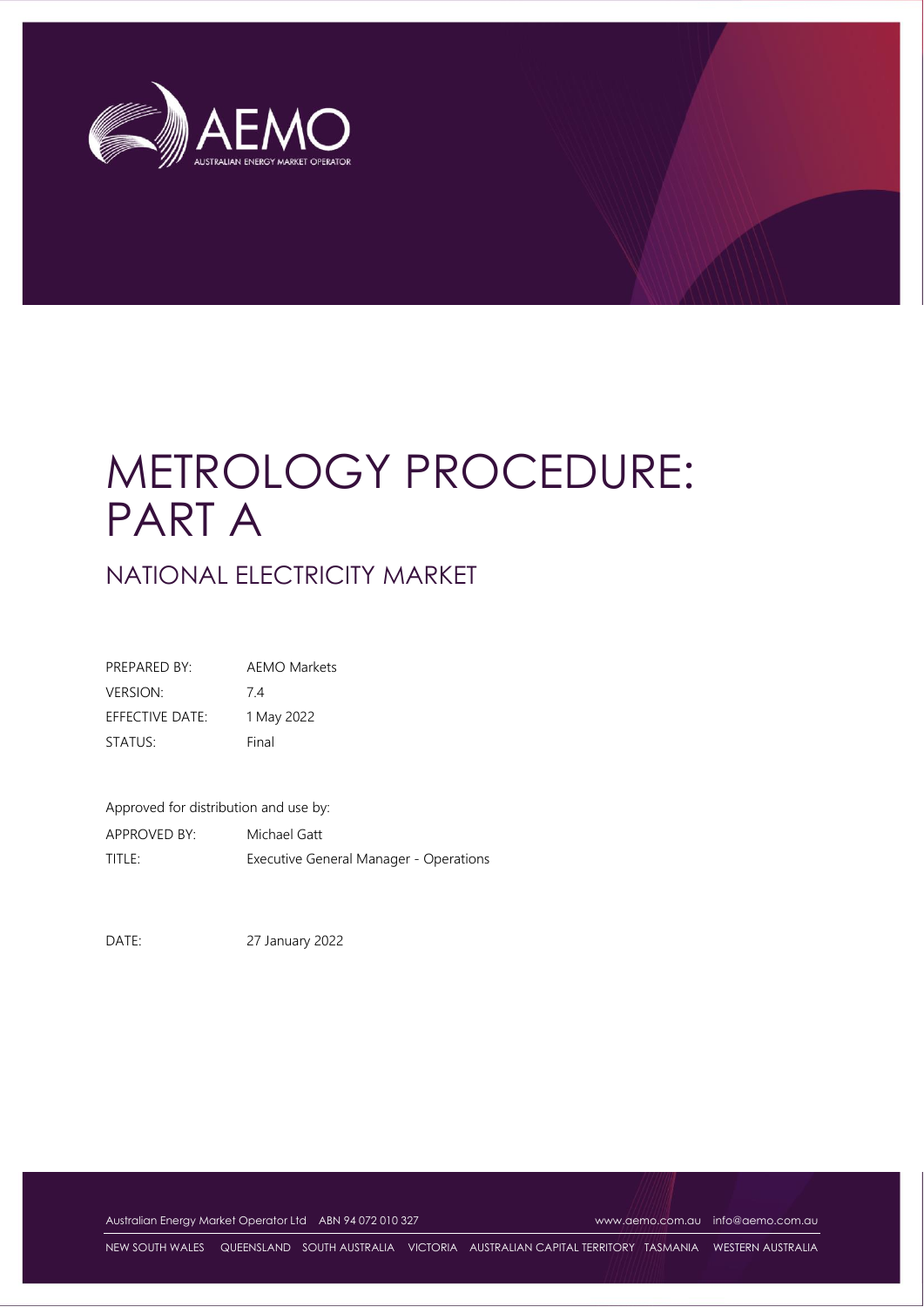# METROLOGY PROCEDURE: PART A

## NATIONAL ELECTRICITY MARKET

| | |
|---|---|
| PREPARED BY: | AEMO Markets |
| VERSION: | 7.4 |
| EFFECTIVE DATE: | 1 May 2022 |
| STATUS: | Final |

Approved for distribution and use by:

| | |
|---|---|
| APPROVED BY: | Michael Gatt |
| TITLE: | Executive General Manager - Operations |

DATE: 27 January 2022

Australian Energy Market Operator Ltd ABN 94 072 010 327 www.aemo.com.au info@aemo.com.au

NEW SOUTH WALES QUEENSLAND SOUTH AUSTRALIA VICTORIA AUSTRALIAN CAPITAL TERRITORY TASMANIA WESTERN AUSTRALIA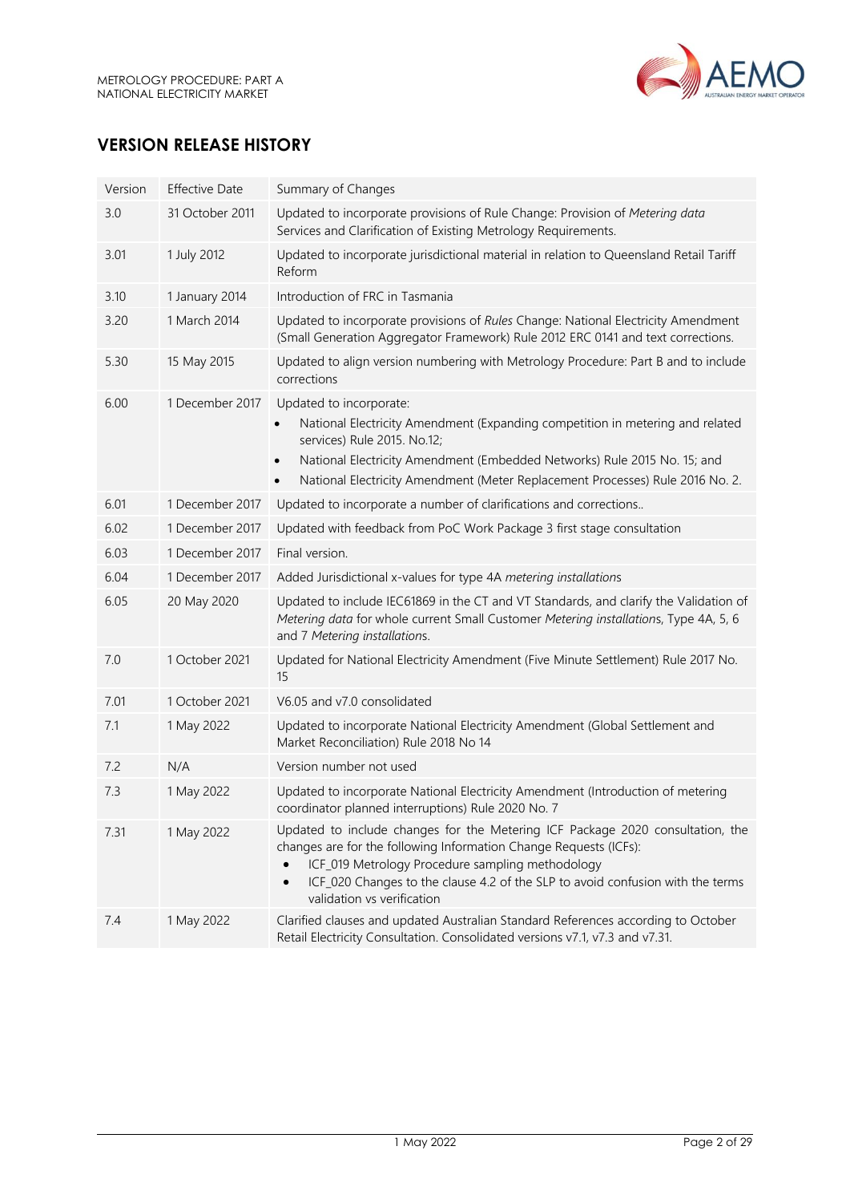## VERSION RELEASE HISTORY

| Version | Effective Date | Summary of Changes |
|---|---|---|
| 3.0 | 31 October 2011 | Updated to incorporate provisions of Rule Change: Provision of *Metering data* Services and Clarification of Existing Metrology Requirements. |
| 3.01 | 1 July 2012 | Updated to incorporate jurisdictional material in relation to Queensland Retail Tariff Reform |
| 3.10 | 1 January 2014 | Introduction of FRC in Tasmania |
| 3.20 | 1 March 2014 | Updated to incorporate provisions of *Rules* Change: National Electricity Amendment (Small Generation Aggregator Framework) Rule 2012 ERC 0141 and text corrections. |
| 5.30 | 15 May 2015 | Updated to align version numbering with Metrology Procedure: Part B and to include corrections |
| 6.00 | 1 December 2017 | Updated to incorporate:<br>• National Electricity Amendment (Expanding competition in metering and related services) Rule 2015. No.12;<br>• National Electricity Amendment (Embedded Networks) Rule 2015 No. 15; and<br>• National Electricity Amendment (Meter Replacement Processes) Rule 2016 No. 2. |
| 6.01 | 1 December 2017 | Updated to incorporate a number of clarifications and corrections.. |
| 6.02 | 1 December 2017 | Updated with feedback from PoC Work Package 3 first stage consultation |
| 6.03 | 1 December 2017 | Final version. |
| 6.04 | 1 December 2017 | Added Jurisdictional x-values for type 4A *metering installations* |
| 6.05 | 20 May 2020 | Updated to include IEC61869 in the CT and VT Standards, and clarify the Validation of *Metering data* for whole current Small Customer *Metering installation*s, Type 4A, 5, 6 and 7 *Metering installations*. |
| 7.0 | 1 October 2021 | Updated for National Electricity Amendment (Five Minute Settlement) Rule 2017 No. 15 |
| 7.01 | 1 October 2021 | V6.05 and v7.0 consolidated |
| 7.1 | 1 May 2022 | Updated to incorporate National Electricity Amendment (Global Settlement and Market Reconciliation) Rule 2018 No 14 |
| 7.2 | N/A | Version number not used |
| 7.3 | 1 May 2022 | Updated to incorporate National Electricity Amendment (Introduction of metering coordinator planned interruptions) Rule 2020 No. 7 |
| 7.31 | 1 May 2022 | Updated to include changes for the Metering ICF Package 2020 consultation, the changes are for the following Information Change Requests (ICFs):<br>• ICF_019 Metrology Procedure sampling methodology<br>• ICF_020 Changes to the clause 4.2 of the SLP to avoid confusion with the terms validation vs verification |
| 7.4 | 1 May 2022 | Clarified clauses and updated Australian Standard References according to October Retail Electricity Consultation. Consolidated versions v7.1, v7.3 and v7.31. |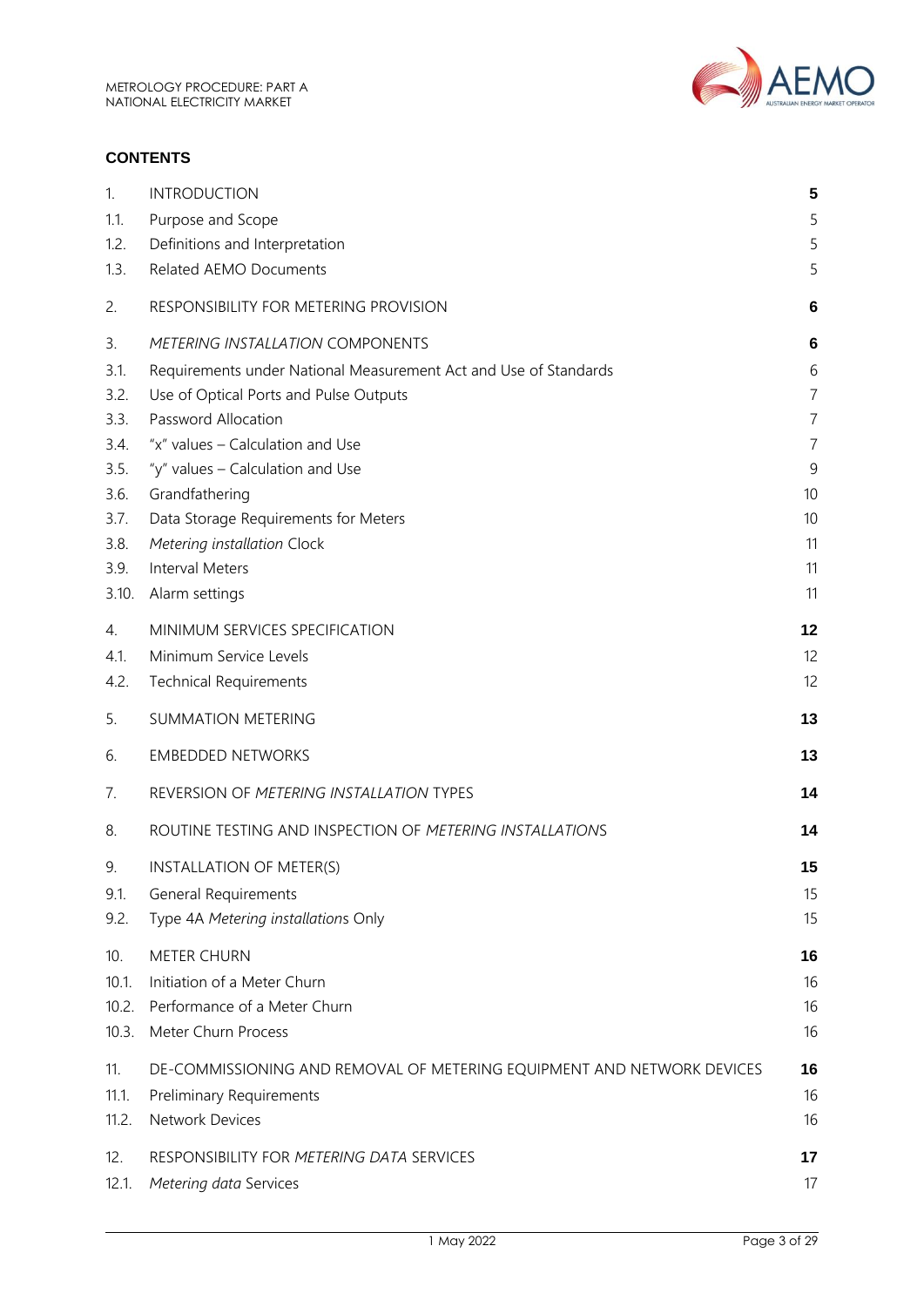## CONTENTS

| | | |
|---|---|---|
| 1. | INTRODUCTION | **5** |
| 1.1. | Purpose and Scope | 5 |
| 1.2. | Definitions and Interpretation | 5 |
| 1.3. | Related AEMO Documents | 5 |
| 2. | RESPONSIBILITY FOR METERING PROVISION | **6** |
| 3. | *METERING INSTALLATION* COMPONENTS | **6** |
| 3.1. | Requirements under National Measurement Act and Use of Standards | 6 |
| 3.2. | Use of Optical Ports and Pulse Outputs | 7 |
| 3.3. | Password Allocation | 7 |
| 3.4. | "x" values – Calculation and Use | 7 |
| 3.5. | "y" values – Calculation and Use | 9 |
| 3.6. | Grandfathering | 10 |
| 3.7. | Data Storage Requirements for Meters | 10 |
| 3.8. | *Metering installation* Clock | 11 |
| 3.9. | Interval Meters | 11 |
| 3.10. | Alarm settings | 11 |
| 4. | MINIMUM SERVICES SPECIFICATION | **12** |
| 4.1. | Minimum Service Levels | 12 |
| 4.2. | Technical Requirements | 12 |
| 5. | SUMMATION METERING | **13** |
| 6. | EMBEDDED NETWORKS | **13** |
| 7. | REVERSION OF *METERING INSTALLATION* TYPES | **14** |
| 8. | ROUTINE TESTING AND INSPECTION OF *METERING INSTALLATIONS* | **14** |
| 9. | INSTALLATION OF METER(S) | **15** |
| 9.1. | General Requirements | 15 |
| 9.2. | Type 4A *Metering installations* Only | 15 |
| 10. | METER CHURN | **16** |
| 10.1. | Initiation of a Meter Churn | 16 |
| 10.2. | Performance of a Meter Churn | 16 |
| 10.3. | Meter Churn Process | 16 |
| 11. | DE-COMMISSIONING AND REMOVAL OF METERING EQUIPMENT AND NETWORK DEVICES | **16** |
| 11.1. | Preliminary Requirements | 16 |
| 11.2. | Network Devices | 16 |
| 12. | RESPONSIBILITY FOR *METERING DATA* SERVICES | **17** |
| 12.1. | *Metering data* Services | 17 |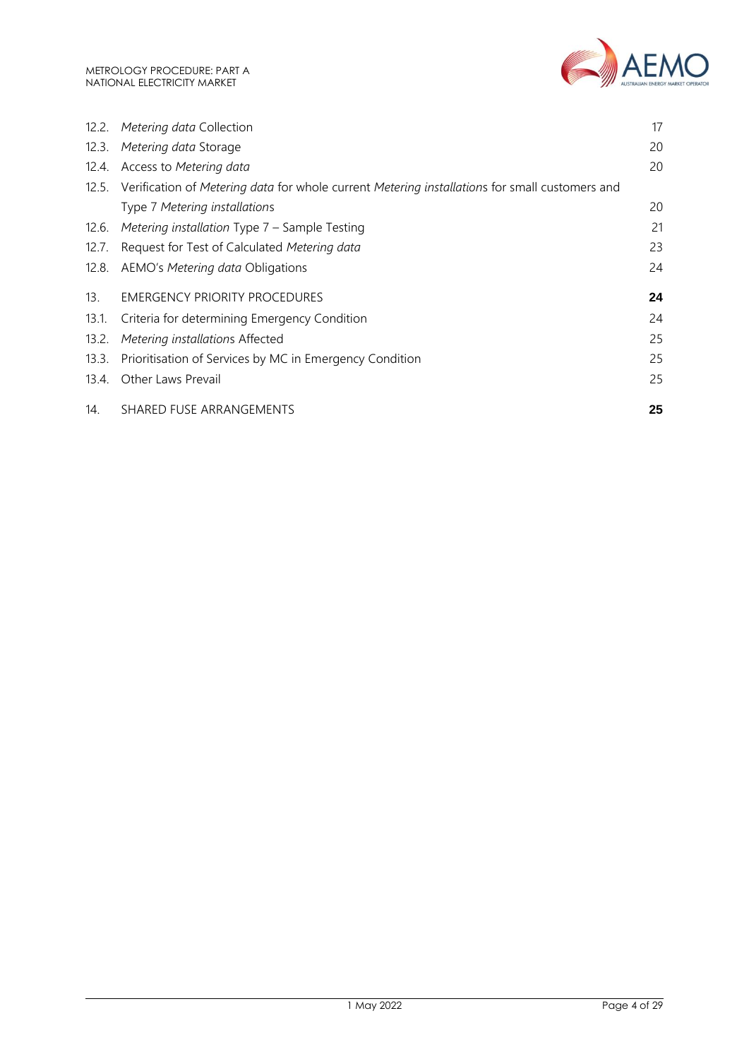| | | |
|---|---|---|
| 12.2. | *Metering data* Collection | 17 |
| 12.3. | *Metering data* Storage | 20 |
| 12.4. | Access to *Metering data* | 20 |
| 12.5. | Verification of *Metering data* for whole current *Metering installation*s for small customers and Type 7 *Metering installations* | 20 |
| 12.6. | *Metering installation* Type 7 – Sample Testing | 21 |
| 12.7. | Request for Test of Calculated *Metering data* | 23 |
| 12.8. | AEMO's *Metering data* Obligations | 24 |
| 13. | EMERGENCY PRIORITY PROCEDURES | **24** |
| 13.1. | Criteria for determining Emergency Condition | 24 |
| 13.2. | *Metering installation*s Affected | 25 |
| 13.3. | Prioritisation of Services by MC in Emergency Condition | 25 |
| 13.4. | Other Laws Prevail | 25 |
| 14. | SHARED FUSE ARRANGEMENTS | **25** |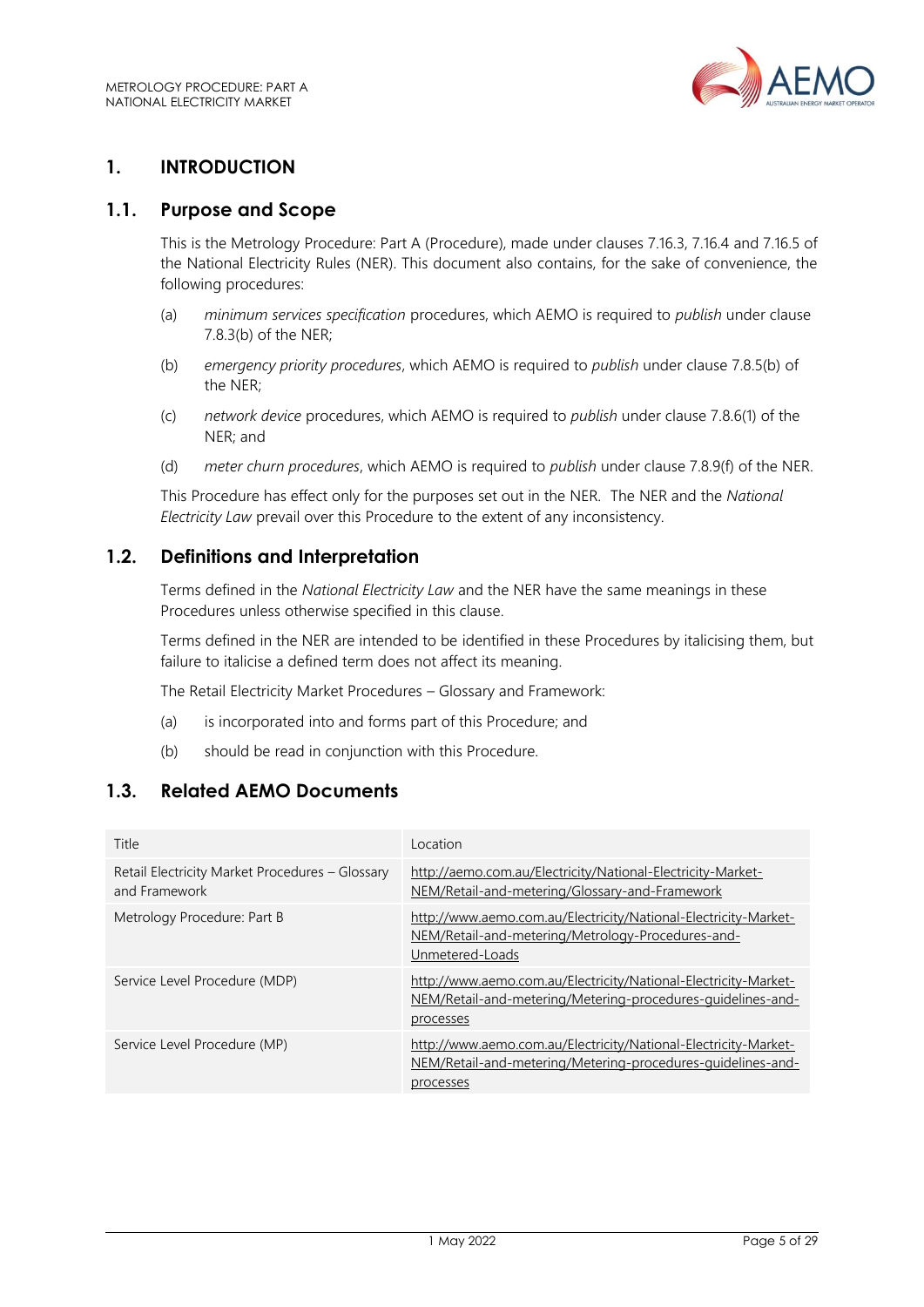# 1. INTRODUCTION

## 1.1. Purpose and Scope

This is the Metrology Procedure: Part A (Procedure), made under clauses 7.16.3, 7.16.4 and 7.16.5 of the National Electricity Rules (NER). This document also contains, for the sake of convenience, the following procedures:

(a) *minimum services specification* procedures, which AEMO is required to *publish* under clause 7.8.3(b) of the NER;

(b) *emergency priority procedures*, which AEMO is required to *publish* under clause 7.8.5(b) of the NER;

(c) *network device* procedures, which AEMO is required to *publish* under clause 7.8.6(1) of the NER; and

(d) *meter churn procedures*, which AEMO is required to *publish* under clause 7.8.9(f) of the NER.

This Procedure has effect only for the purposes set out in the NER. The NER and the *National Electricity Law* prevail over this Procedure to the extent of any inconsistency.

## 1.2. Definitions and Interpretation

Terms defined in the *National Electricity Law* and the NER have the same meanings in these Procedures unless otherwise specified in this clause.

Terms defined in the NER are intended to be identified in these Procedures by italicising them, but failure to italicise a defined term does not affect its meaning.

The Retail Electricity Market Procedures – Glossary and Framework:

(a) is incorporated into and forms part of this Procedure; and

(b) should be read in conjunction with this Procedure.

## 1.3. Related AEMO Documents

| Title | Location |
|---|---|
| Retail Electricity Market Procedures – Glossary and Framework | http://aemo.com.au/Electricity/National-Electricity-Market-NEM/Retail-and-metering/Glossary-and-Framework |
| Metrology Procedure: Part B | http://www.aemo.com.au/Electricity/National-Electricity-Market-NEM/Retail-and-metering/Metrology-Procedures-and-Unmetered-Loads |
| Service Level Procedure (MDP) | http://www.aemo.com.au/Electricity/National-Electricity-Market-NEM/Retail-and-metering/Metering-procedures-guidelines-and-processes |
| Service Level Procedure (MP) | http://www.aemo.com.au/Electricity/National-Electricity-Market-NEM/Retail-and-metering/Metering-procedures-guidelines-and-processes |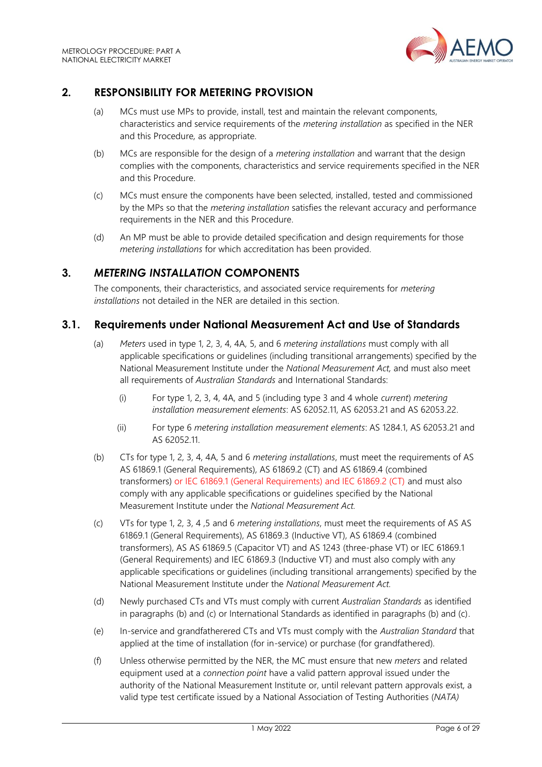## 2. RESPONSIBILITY FOR METERING PROVISION

(a) MCs must use MPs to provide, install, test and maintain the relevant components, characteristics and service requirements of the *metering installation* as specified in the NER and this Procedure, as appropriate.

(b) MCs are responsible for the design of a *metering installation* and warrant that the design complies with the components, characteristics and service requirements specified in the NER and this Procedure.

(c) MCs must ensure the components have been selected, installed, tested and commissioned by the MPs so that the *metering installation* satisfies the relevant accuracy and performance requirements in the NER and this Procedure.

(d) An MP must be able to provide detailed specification and design requirements for those *metering installations* for which accreditation has been provided.

## 3. *METERING INSTALLATION* COMPONENTS

The components, their characteristics, and associated service requirements for *metering installations* not detailed in the NER are detailed in this section.

### 3.1. Requirements under National Measurement Act and Use of Standards

(a) *Meters* used in type 1, 2, 3, 4, 4A, 5, and 6 *metering installations* must comply with all applicable specifications or guidelines (including transitional arrangements) specified by the National Measurement Institute under the *National Measurement Act,* and must also meet all requirements of *Australian Standards* and International Standards:

   (i) For type 1, 2, 3, 4, 4A, and 5 (including type 3 and 4 whole *current*) *metering installation measurement elements*: AS 62052.11, AS 62053.21 and AS 62053.22.

   (ii) For type 6 *metering installation measurement elements*: AS 1284.1, AS 62053.21 and AS 62052.11.

(b) CTs for type 1, 2, 3, 4, 4A, 5 and 6 *metering installations*, must meet the requirements of AS AS 61869.1 (General Requirements), AS 61869.2 (CT) and AS 61869.4 (combined transformers) or IEC 61869.1 (General Requirements) and IEC 61869.2 (CT) and must also comply with any applicable specifications or guidelines specified by the National Measurement Institute under the *National Measurement Act.*

(c) VTs for type 1, 2, 3, 4 ,5 and 6 *metering installations*, must meet the requirements of AS AS 61869.1 (General Requirements), AS 61869.3 (Inductive VT), AS 61869.4 (combined transformers), AS AS 61869.5 (Capacitor VT) and AS 1243 (three-phase VT) or IEC 61869.1 (General Requirements) and IEC 61869.3 (Inductive VT) and must also comply with any applicable specifications or guidelines (including transitional arrangements) specified by the National Measurement Institute under the *National Measurement Act.*

(d) Newly purchased CTs and VTs must comply with current *Australian Standards* as identified in paragraphs (b) and (c) or International Standards as identified in paragraphs (b) and (c).

(e) In-service and grandfatherered CTs and VTs must comply with the *Australian Standard* that applied at the time of installation (for in-service) or purchase (for grandfathered).

(f) Unless otherwise permitted by the NER, the MC must ensure that new *meters* and related equipment used at a *connection point* have a valid pattern approval issued under the authority of the National Measurement Institute or, until relevant pattern approvals exist, a valid type test certificate issued by a National Association of Testing Authorities (*NATA)*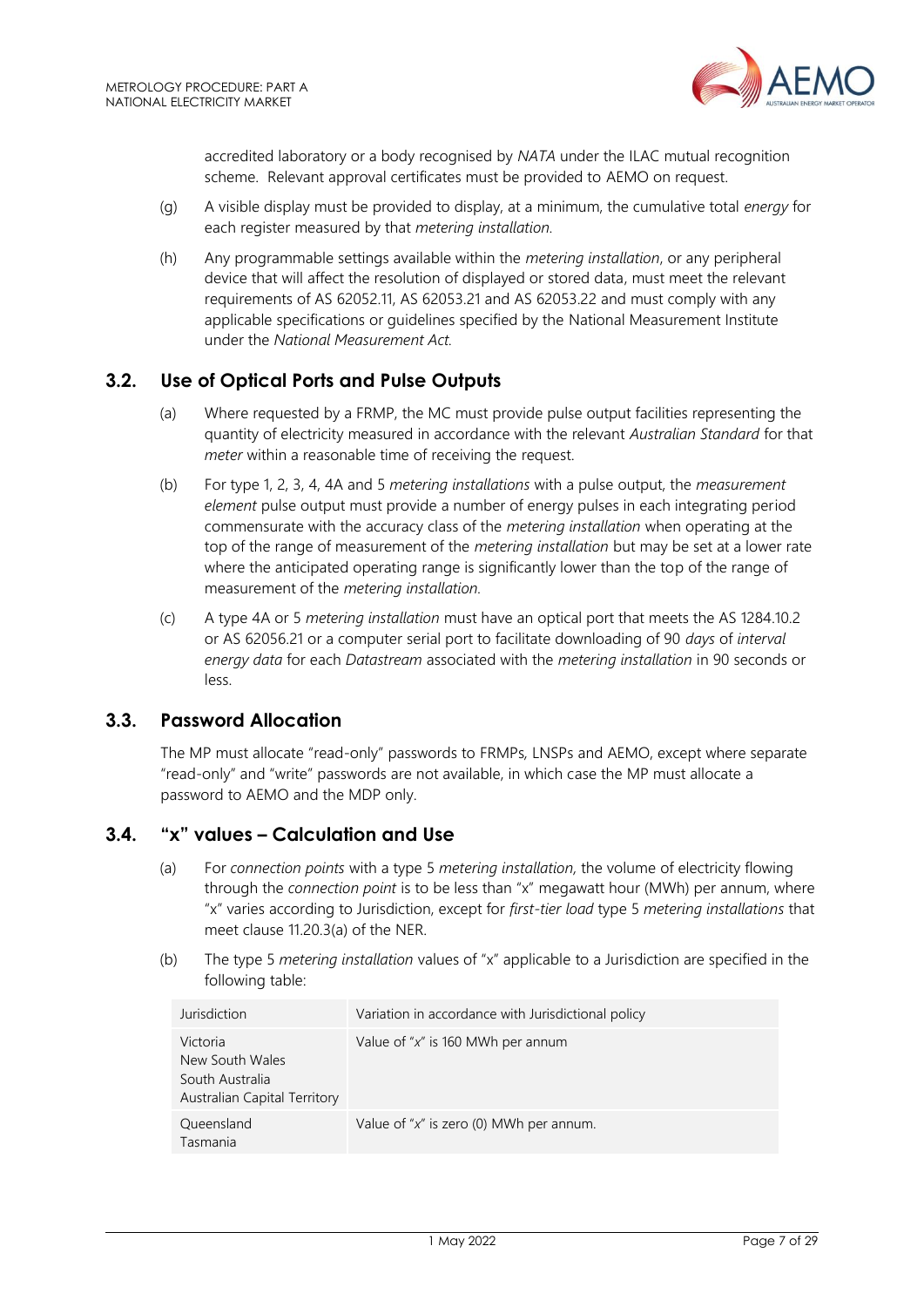accredited laboratory or a body recognised by *NATA* under the ILAC mutual recognition scheme. Relevant approval certificates must be provided to AEMO on request.

(g) A visible display must be provided to display, at a minimum, the cumulative total *energy* for each register measured by that *metering installation*.

(h) Any programmable settings available within the *metering installation*, or any peripheral device that will affect the resolution of displayed or stored data, must meet the relevant requirements of AS 62052.11, AS 62053.21 and AS 62053.22 and must comply with any applicable specifications or guidelines specified by the National Measurement Institute under the *National Measurement Act*.

## 3.2. Use of Optical Ports and Pulse Outputs

(a) Where requested by a FRMP, the MC must provide pulse output facilities representing the quantity of electricity measured in accordance with the relevant *Australian Standard* for that *meter* within a reasonable time of receiving the request.

(b) For type 1, 2, 3, 4, 4A and 5 *metering installations* with a pulse output, the *measurement element* pulse output must provide a number of energy pulses in each integrating period commensurate with the accuracy class of the *metering installation* when operating at the top of the range of measurement of the *metering installation* but may be set at a lower rate where the anticipated operating range is significantly lower than the top of the range of measurement of the *metering installation*.

(c) A type 4A or 5 *metering installation* must have an optical port that meets the AS 1284.10.2 or AS 62056.21 or a computer serial port to facilitate downloading of 90 *days* of *interval energy data* for each *Datastream* associated with the *metering installation* in 90 seconds or less.

## 3.3. Password Allocation

The MP must allocate "read-only" passwords to FRMPs, LNSPs and AEMO, except where separate "read-only" and "write" passwords are not available, in which case the MP must allocate a password to AEMO and the MDP only.

## 3.4. "x" values – Calculation and Use

(a) For *connection points* with a type 5 *metering installation,* the volume of electricity flowing through the *connection point* is to be less than "x" megawatt hour (MWh) per annum, where "x" varies according to Jurisdiction, except for *first-tier load* type 5 *metering installations* that meet clause 11.20.3(a) of the NER.

(b) The type 5 *metering installation* values of "x" applicable to a Jurisdiction are specified in the following table:

| Jurisdiction | Variation in accordance with Jurisdictional policy |
|---|---|
| Victoria<br>New South Wales<br>South Australia<br>Australian Capital Territory | Value of "x" is 160 MWh per annum |
| Queensland<br>Tasmania | Value of "x" is zero (0) MWh per annum. |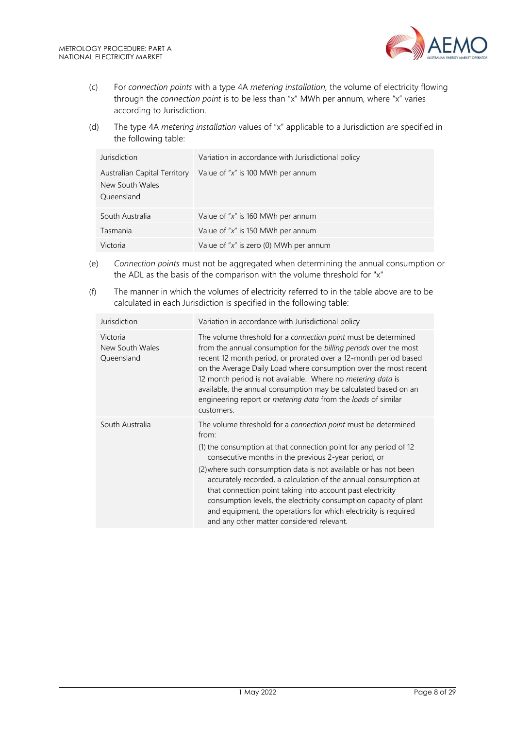(c) For *connection points* with a type 4A *metering installation*, the volume of electricity flowing through the *connection point* is to be less than "x" MWh per annum, where "x" varies according to Jurisdiction.

(d) The type 4A *metering installation* values of "x" applicable to a Jurisdiction are specified in the following table:

| Jurisdiction | Variation in accordance with Jurisdictional policy |
|---|---|
| Australian Capital Territory<br>New South Wales<br>Queensland | Value of "x" is 100 MWh per annum |
| South Australia | Value of "x" is 160 MWh per annum |
| Tasmania | Value of "x" is 150 MWh per annum |
| Victoria | Value of "x" is zero (0) MWh per annum |

(e) *Connection points* must not be aggregated when determining the annual consumption or the ADL as the basis of the comparison with the volume threshold for "x"

(f) The manner in which the volumes of electricity referred to in the table above are to be calculated in each Jurisdiction is specified in the following table:

| Jurisdiction | Variation in accordance with Jurisdictional policy |
|---|---|
| Victoria<br>New South Wales<br>Queensland | The volume threshold for a *connection point* must be determined from the annual consumption for the *billing periods* over the most recent 12 month period, or prorated over a 12-month period based on the Average Daily Load where consumption over the most recent 12 month period is not available. Where no *metering data* is available, the annual consumption may be calculated based on an engineering report or *metering data* from the *loads* of similar customers. |
| South Australia | The volume threshold for a *connection point* must be determined from:<br>(1) the consumption at that connection point for any period of 12 consecutive months in the previous 2-year period, or<br>(2) where such consumption data is not available or has not been accurately recorded, a calculation of the annual consumption at that connection point taking into account past electricity consumption levels, the electricity consumption capacity of plant and equipment, the operations for which electricity is required and any other matter considered relevant. |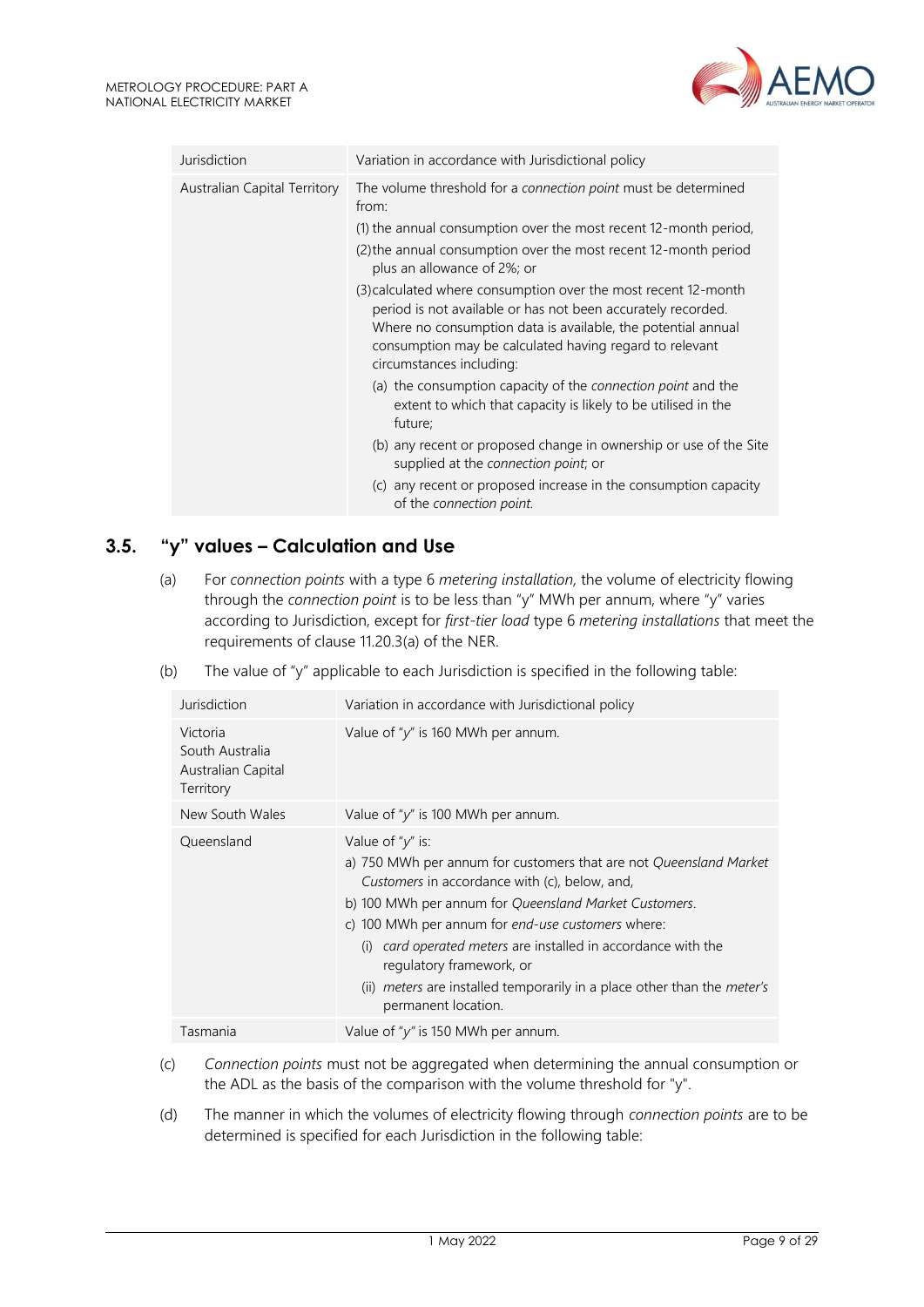| Jurisdiction | Variation in accordance with Jurisdictional policy |
| --- | --- |
| Australian Capital Territory | The volume threshold for a *connection point* must be determined from:<br>(1) the annual consumption over the most recent 12-month period,<br>(2) the annual consumption over the most recent 12-month period plus an allowance of 2%; or<br>(3) calculated where consumption over the most recent 12-month period is not available or has not been accurately recorded. Where no consumption data is available, the potential annual consumption may be calculated having regard to relevant circumstances including:<br>(a) the consumption capacity of the *connection point* and the extent to which that capacity is likely to be utilised in the future;<br>(b) any recent or proposed change in ownership or use of the Site supplied at the *connection point*; or<br>(c) any recent or proposed increase in the consumption capacity of the *connection point*. |

## 3.5. "y" values – Calculation and Use

(a) For *connection points* with a type 6 *metering installation*, the volume of electricity flowing through the *connection point* is to be less than "y" MWh per annum, where "y" varies according to Jurisdiction, except for *first-tier load* type 6 *metering installations* that meet the requirements of clause 11.20.3(a) of the NER.

(b) The value of "y" applicable to each Jurisdiction is specified in the following table:

| Jurisdiction | Variation in accordance with Jurisdictional policy |
| --- | --- |
| Victoria<br>South Australia<br>Australian Capital Territory | Value of "*y*" is 160 MWh per annum. |
| New South Wales | Value of "*y*" is 100 MWh per annum. |
| Queensland | Value of "*y*" is:<br>a) 750 MWh per annum for customers that are not *Queensland Market Customers* in accordance with (c), below, and,<br>b) 100 MWh per annum for *Queensland Market Customers*.<br>c) 100 MWh per annum for *end-use customers* where:<br>(i) *card operated meters* are installed in accordance with the regulatory framework, or<br>(ii) *meters* are installed temporarily in a place other than the *meter's* permanent location. |
| Tasmania | Value of "*y*" is 150 MWh per annum. |

(c) *Connection points* must not be aggregated when determining the annual consumption or the ADL as the basis of the comparison with the volume threshold for "y".

(d) The manner in which the volumes of electricity flowing through *connection points* are to be determined is specified for each Jurisdiction in the following table: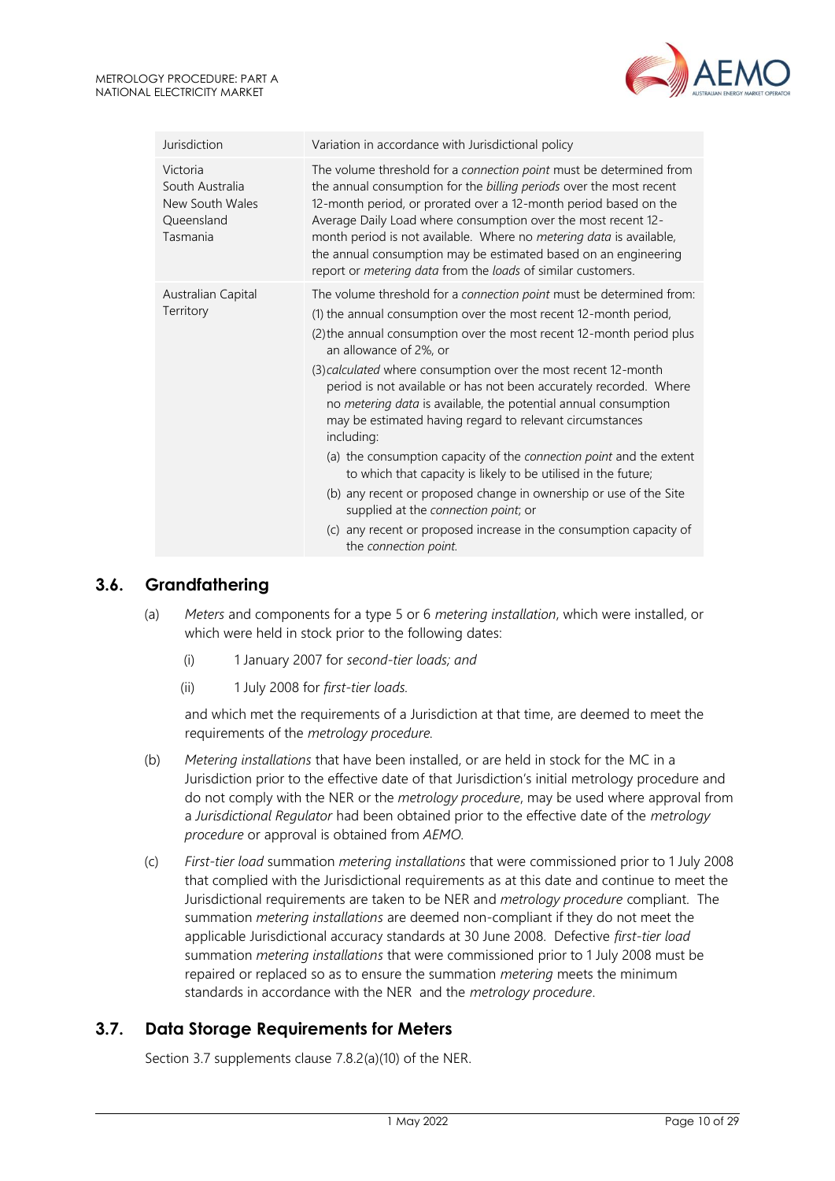| Jurisdiction | Variation in accordance with Jurisdictional policy |
| --- | --- |
| Victoria<br>South Australia<br>New South Wales<br>Queensland<br>Tasmania | The volume threshold for a *connection point* must be determined from the annual consumption for the *billing periods* over the most recent 12-month period, or prorated over a 12-month period based on the Average Daily Load where consumption over the most recent 12-month period is not available. Where no *metering data* is available, the annual consumption may be estimated based on an engineering report or *metering data* from the *loads* of similar customers. |
| Australian Capital Territory | The volume threshold for a *connection point* must be determined from:<br>(1) the annual consumption over the most recent 12-month period,<br>(2) the annual consumption over the most recent 12-month period plus an allowance of 2%, or<br>(3) *calculated* where consumption over the most recent 12-month period is not available or has not been accurately recorded. Where no *metering data* is available, the potential annual consumption may be estimated having regard to relevant circumstances including:<br>(a) the consumption capacity of the *connection point* and the extent to which that capacity is likely to be utilised in the future;<br>(b) any recent or proposed change in ownership or use of the Site supplied at the *connection point*; or<br>(c) any recent or proposed increase in the consumption capacity of the *connection point*. |

## 3.6. Grandfathering

(a) *Meters* and components for a type 5 or 6 *metering installation*, which were installed, or which were held in stock prior to the following dates:

(i) 1 January 2007 for *second-tier loads; and*

(ii) 1 July 2008 for *first-tier loads.*

and which met the requirements of a Jurisdiction at that time, are deemed to meet the requirements of the *metrology procedure.*

(b) *Metering installations* that have been installed, or are held in stock for the MC in a Jurisdiction prior to the effective date of that Jurisdiction's initial metrology procedure and do not comply with the NER or the *metrology procedure*, may be used where approval from a *Jurisdictional Regulator* had been obtained prior to the effective date of the *metrology procedure* or approval is obtained from *AEMO.*

(c) *First-tier load* summation *metering installations* that were commissioned prior to 1 July 2008 that complied with the Jurisdictional requirements as at this date and continue to meet the Jurisdictional requirements are taken to be NER and *metrology procedure* compliant. The summation *metering installations* are deemed non-compliant if they do not meet the applicable Jurisdictional accuracy standards at 30 June 2008. Defective *first-tier load* summation *metering installations* that were commissioned prior to 1 July 2008 must be repaired or replaced so as to ensure the summation *metering* meets the minimum standards in accordance with the NER and the *metrology procedure*.

## 3.7. Data Storage Requirements for Meters

Section 3.7 supplements clause 7.8.2(a)(10) of the NER.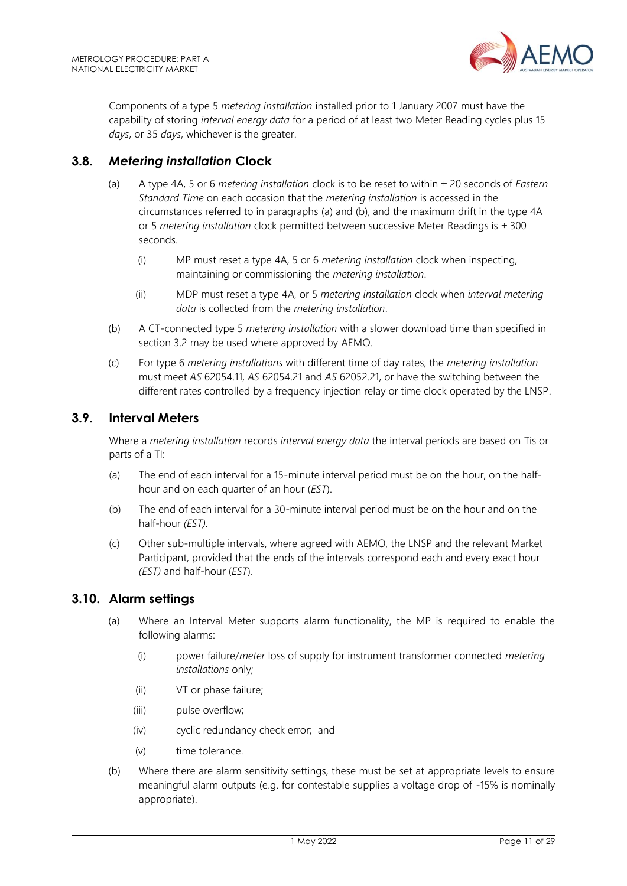Components of a type 5 *metering installation* installed prior to 1 January 2007 must have the capability of storing *interval energy data* for a period of at least two Meter Reading cycles plus 15 *days*, or 35 *days*, whichever is the greater.

## 3.8. *Metering installation* Clock

(a) A type 4A, 5 or 6 *metering installation* clock is to be reset to within ± 20 seconds of *Eastern Standard Time* on each occasion that the *metering installation* is accessed in the circumstances referred to in paragraphs (a) and (b), and the maximum drift in the type 4A or 5 *metering installation* clock permitted between successive Meter Readings is ± 300 seconds.

(i) MP must reset a type 4A, 5 or 6 *metering installation* clock when inspecting, maintaining or commissioning the *metering installation*.

(ii) MDP must reset a type 4A, or 5 *metering installation* clock when *interval metering data* is collected from the *metering installation*.

(b) A CT-connected type 5 *metering installation* with a slower download time than specified in section 3.2 may be used where approved by AEMO.

(c) For type 6 *metering installations* with different time of day rates, the *metering installation* must meet *AS* 62054.11, *AS* 62054.21 and *AS* 62052.21, or have the switching between the different rates controlled by a frequency injection relay or time clock operated by the LNSP.

## 3.9. Interval Meters

Where a *metering installation* records *interval energy data* the interval periods are based on TIs or parts of a TI:

(a) The end of each interval for a 15-minute interval period must be on the hour, on the half-hour and on each quarter of an hour (*EST*).

(b) The end of each interval for a 30-minute interval period must be on the hour and on the half-hour *(EST).*

(c) Other sub-multiple intervals, where agreed with AEMO, the LNSP and the relevant Market Participant, provided that the ends of the intervals correspond each and every exact hour *(EST)* and half-hour (*EST*).

## 3.10. Alarm settings

(a) Where an Interval Meter supports alarm functionality, the MP is required to enable the following alarms:

(i) power failure/*meter* loss of supply for instrument transformer connected *metering installations* only;

(ii) VT or phase failure;

(iii) pulse overflow;

(iv) cyclic redundancy check error; and

(v) time tolerance.

(b) Where there are alarm sensitivity settings, these must be set at appropriate levels to ensure meaningful alarm outputs (e.g. for contestable supplies a voltage drop of -15% is nominally appropriate).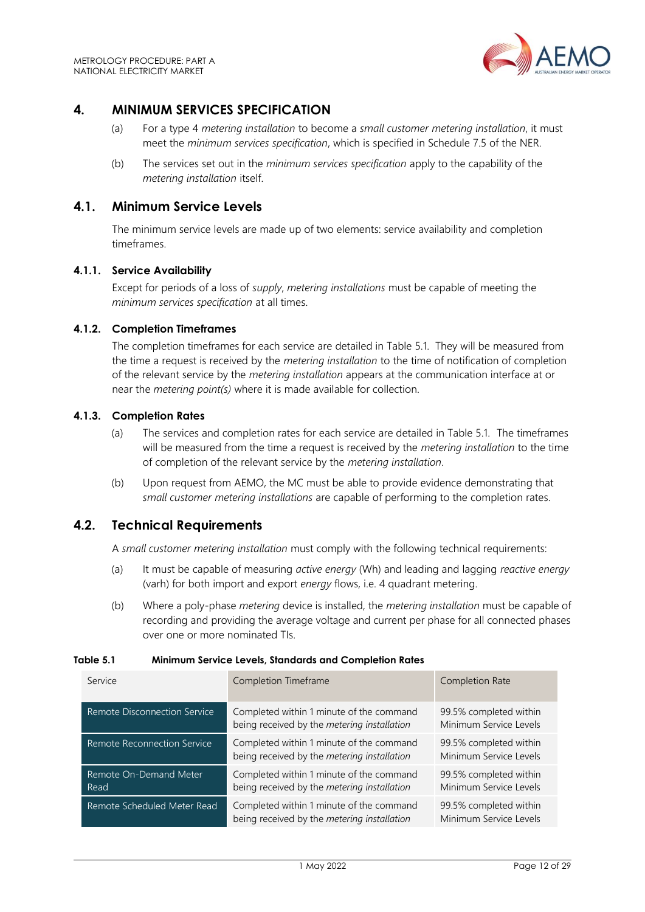# 4. MINIMUM SERVICES SPECIFICATION

(a) For a type 4 *metering installation* to become a *small customer metering installation*, it must meet the *minimum services specification*, which is specified in Schedule 7.5 of the NER.

(b) The services set out in the *minimum services specification* apply to the capability of the *metering installation* itself.

## 4.1. Minimum Service Levels

The minimum service levels are made up of two elements: service availability and completion timeframes.

### 4.1.1. Service Availability

Except for periods of a loss of *supply*, *metering installations* must be capable of meeting the *minimum services specification* at all times.

### 4.1.2. Completion Timeframes

The completion timeframes for each service are detailed in Table 5.1. They will be measured from the time a request is received by the *metering installation* to the time of notification of completion of the relevant service by the *metering installation* appears at the communication interface at or near the *metering point(s)* where it is made available for collection.

### 4.1.3. Completion Rates

(a) The services and completion rates for each service are detailed in Table 5.1. The timeframes will be measured from the time a request is received by the *metering installation* to the time of completion of the relevant service by the *metering installation*.

(b) Upon request from AEMO, the MC must be able to provide evidence demonstrating that *small customer metering installations* are capable of performing to the completion rates.

## 4.2. Technical Requirements

A *small customer metering installation* must comply with the following technical requirements:

(a) It must be capable of measuring *active energy* (Wh) and leading and lagging *reactive energy* (varh) for both import and export *energy* flows, i.e. 4 quadrant metering.

(b) Where a poly-phase *metering* device is installed, the *metering installation* must be capable of recording and providing the average voltage and current per phase for all connected phases over one or more nominated TIs.

**Table 5.1 Minimum Service Levels, Standards and Completion Rates**

| Service | Completion Timeframe | Completion Rate |
|---|---|---|
| Remote Disconnection Service | Completed within 1 minute of the command being received by the *metering installation* | 99.5% completed within Minimum Service Levels |
| Remote Reconnection Service | Completed within 1 minute of the command being received by the *metering installation* | 99.5% completed within Minimum Service Levels |
| Remote On-Demand Meter Read | Completed within 1 minute of the command being received by the *metering installation* | 99.5% completed within Minimum Service Levels |
| Remote Scheduled Meter Read | Completed within 1 minute of the command being received by the *metering installation* | 99.5% completed within Minimum Service Levels |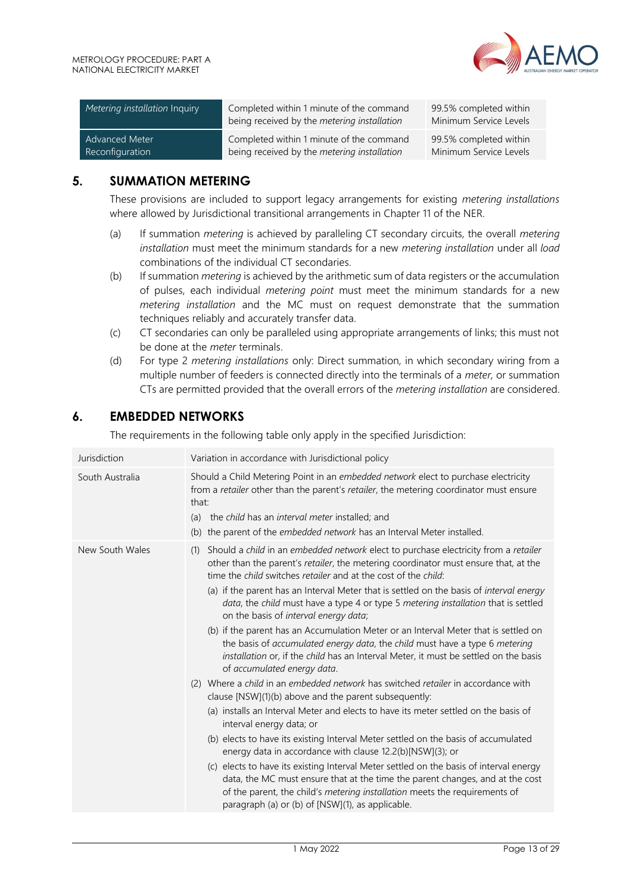| *Metering installation* Inquiry | Completed within 1 minute of the command being received by the *metering installation* | 99.5% completed within Minimum Service Levels |
|---|---|---|
| Advanced Meter Reconfiguration | Completed within 1 minute of the command being received by the *metering installation* | 99.5% completed within Minimum Service Levels |

## 5. SUMMATION METERING

These provisions are included to support legacy arrangements for existing *metering installations* where allowed by Jurisdictional transitional arrangements in Chapter 11 of the NER.

(a) If summation *metering* is achieved by paralleling CT secondary circuits, the overall *metering installation* must meet the minimum standards for a new *metering installation* under all *load* combinations of the individual CT secondaries.

(b) If summation *metering* is achieved by the arithmetic sum of data registers or the accumulation of pulses, each individual *metering point* must meet the minimum standards for a new *metering installation* and the MC must on request demonstrate that the summation techniques reliably and accurately transfer data.

(c) CT secondaries can only be paralleled using appropriate arrangements of links; this must not be done at the *meter* terminals.

(d) For type 2 *metering installations* only: Direct summation, in which secondary wiring from a multiple number of feeders is connected directly into the terminals of a *meter*, or summation CTs are permitted provided that the overall errors of the *metering installation* are considered.

## 6. EMBEDDED NETWORKS

The requirements in the following table only apply in the specified Jurisdiction:

| Jurisdiction | Variation in accordance with Jurisdictional policy |
|---|---|
| South Australia | Should a Child Metering Point in an *embedded network* elect to purchase electricity from a *retailer* other than the parent's *retailer*, the metering coordinator must ensure that:<br>(a) the *child* has an *interval meter* installed; and<br>(b) the parent of the *embedded network* has an Interval Meter installed. |
| New South Wales | (1) Should a *child* in an *embedded network* elect to purchase electricity from a *retailer* other than the parent's *retailer*, the metering coordinator must ensure that, at the time the *child* switches *retailer* and at the cost of the *child*:<br>(a) if the parent has an Interval Meter that is settled on the basis of *interval energy data*, the *child* must have a type 4 or type 5 *metering installation* that is settled on the basis of *interval energy data*;<br>(b) if the parent has an Accumulation Meter or an Interval Meter that is settled on the basis of *accumulated energy data*, the *child* must have a type 6 *metering installation* or, if the *child* has an Interval Meter, it must be settled on the basis of *accumulated energy data*.<br>(2) Where a *child* in an *embedded network* has switched *retailer* in accordance with clause [NSW](1)(b) above and the parent subsequently:<br>(a) installs an Interval Meter and elects to have its meter settled on the basis of interval energy data; or<br>(b) elects to have its existing Interval Meter settled on the basis of accumulated energy data in accordance with clause 12.2(b)[NSW](3); or<br>(c) elects to have its existing Interval Meter settled on the basis of interval energy data, the MC must ensure that at the time the parent changes, and at the cost of the parent, the child's *metering installation* meets the requirements of paragraph (a) or (b) of [NSW](1), as applicable. |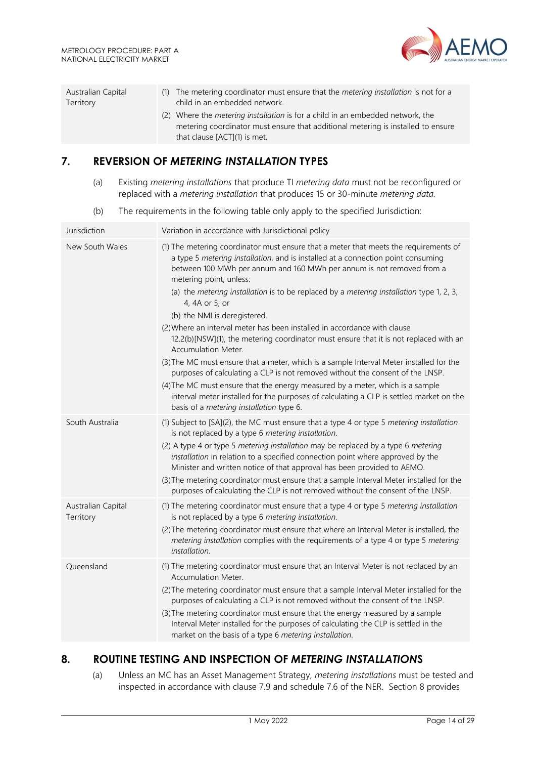| Australian Capital Territory | (1) The metering coordinator must ensure that the *metering installation* is not for a child in an embedded network.<br>(2) Where the *metering installation* is for a child in an embedded network, the metering coordinator must ensure that additional metering is installed to ensure that clause [ACT](1) is met. |
|---|---|

## 7. REVERSION OF *METERING INSTALLATION* TYPES

(a) Existing *metering installations* that produce TI *metering data* must not be reconfigured or replaced with a *metering installation* that produces 15 or 30-minute *metering data*.

(b) The requirements in the following table only apply to the specified Jurisdiction:

| Jurisdiction | Variation in accordance with Jurisdictional policy |
|---|---|
| New South Wales | (1) The metering coordinator must ensure that a meter that meets the requirements of a type 5 *metering installation*, and is installed at a connection point consuming between 100 MWh per annum and 160 MWh per annum is not removed from a metering point, unless:<br>(a) the *metering installation* is to be replaced by a *metering installation* type 1, 2, 3, 4, 4A or 5; or<br>(b) the NMI is deregistered.<br>(2) Where an interval meter has been installed in accordance with clause 12.2(b)[NSW](1), the metering coordinator must ensure that it is not replaced with an Accumulation Meter.<br>(3) The MC must ensure that a meter, which is a sample Interval Meter installed for the purposes of calculating a CLP is not removed without the consent of the LNSP.<br>(4) The MC must ensure that the energy measured by a meter, which is a sample interval meter installed for the purposes of calculating a CLP is settled market on the basis of a *metering installation* type 6. |
| South Australia | (1) Subject to [SA](2), the MC must ensure that a type 4 or type 5 *metering installation* is not replaced by a type 6 *metering installation*.<br>(2) A type 4 or type 5 *metering installation* may be replaced by a type 6 *metering installation* in relation to a specified connection point where approved by the Minister and written notice of that approval has been provided to AEMO.<br>(3) The metering coordinator must ensure that a sample Interval Meter installed for the purposes of calculating the CLP is not removed without the consent of the LNSP. |
| Australian Capital Territory | (1) The metering coordinator must ensure that a type 4 or type 5 *metering installation* is not replaced by a type 6 *metering installation*.<br>(2) The metering coordinator must ensure that where an Interval Meter is installed, the *metering installation* complies with the requirements of a type 4 or type 5 *metering installation*. |
| Queensland | (1) The metering coordinator must ensure that an Interval Meter is not replaced by an Accumulation Meter.<br>(2) The metering coordinator must ensure that a sample Interval Meter installed for the purposes of calculating a CLP is not removed without the consent of the LNSP.<br>(3) The metering coordinator must ensure that the energy measured by a sample Interval Meter installed for the purposes of calculating the CLP is settled in the market on the basis of a type 6 *metering installation*. |

## 8. ROUTINE TESTING AND INSPECTION OF *METERING INSTALLATIONS*

(a) Unless an MC has an Asset Management Strategy, *metering installations* must be tested and inspected in accordance with clause 7.9 and schedule 7.6 of the NER. Section 8 provides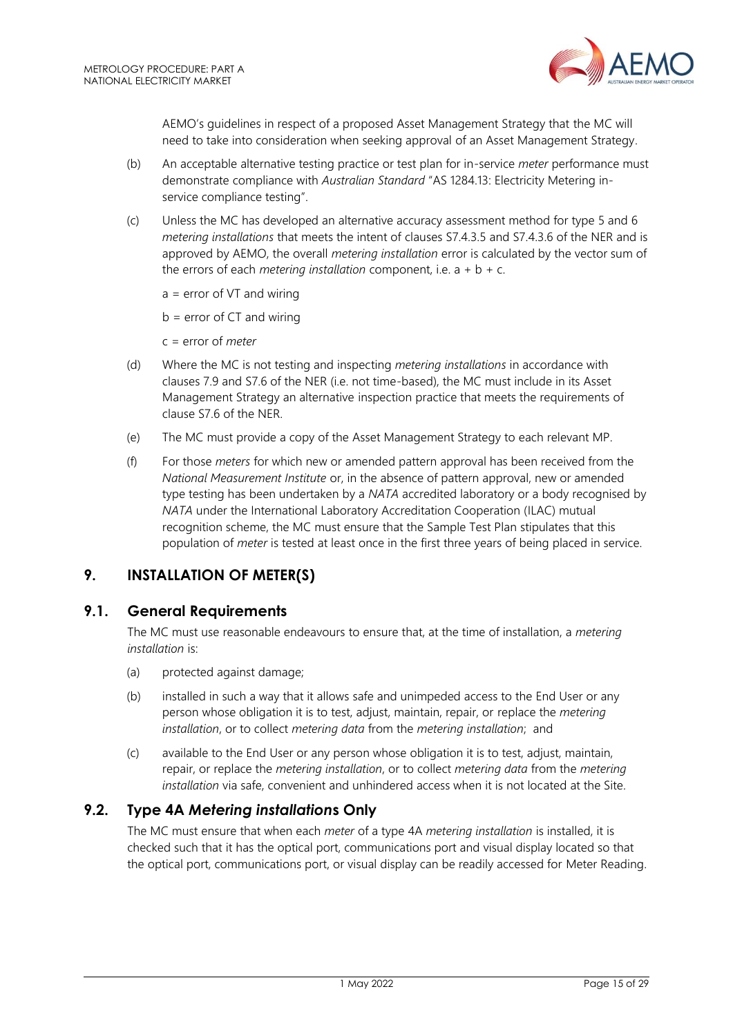AEMO's guidelines in respect of a proposed Asset Management Strategy that the MC will need to take into consideration when seeking approval of an Asset Management Strategy.

(b) An acceptable alternative testing practice or test plan for in-service *meter* performance must demonstrate compliance with *Australian Standard* "AS 1284.13: Electricity Metering in-service compliance testing".

(c) Unless the MC has developed an alternative accuracy assessment method for type 5 and 6 *metering installations* that meets the intent of clauses S7.4.3.5 and S7.4.3.6 of the NER and is approved by AEMO, the overall *metering installation* error is calculated by the vector sum of the errors of each *metering installation* component, i.e. a + b + c.

a = error of VT and wiring

b = error of CT and wiring

c = error of *meter*

(d) Where the MC is not testing and inspecting *metering installations* in accordance with clauses 7.9 and S7.6 of the NER (i.e. not time-based), the MC must include in its Asset Management Strategy an alternative inspection practice that meets the requirements of clause S7.6 of the NER.

(e) The MC must provide a copy of the Asset Management Strategy to each relevant MP.

(f) For those *meters* for which new or amended pattern approval has been received from the *National Measurement Institute* or, in the absence of pattern approval, new or amended type testing has been undertaken by a *NATA* accredited laboratory or a body recognised by *NATA* under the International Laboratory Accreditation Cooperation (ILAC) mutual recognition scheme, the MC must ensure that the Sample Test Plan stipulates that this population of *meter* is tested at least once in the first three years of being placed in service.

# 9. INSTALLATION OF METER(S)

## 9.1. General Requirements

The MC must use reasonable endeavours to ensure that, at the time of installation, a *metering installation* is:

(a) protected against damage;

(b) installed in such a way that it allows safe and unimpeded access to the End User or any person whose obligation it is to test, adjust, maintain, repair, or replace the *metering installation*, or to collect *metering data* from the *metering installation*; and

(c) available to the End User or any person whose obligation it is to test, adjust, maintain, repair, or replace the *metering installation*, or to collect *metering data* from the *metering installation* via safe, convenient and unhindered access when it is not located at the Site.

## 9.2. Type 4A *Metering installations* Only

The MC must ensure that when each *meter* of a type 4A *metering installation* is installed, it is checked such that it has the optical port, communications port and visual display located so that the optical port, communications port, or visual display can be readily accessed for Meter Reading.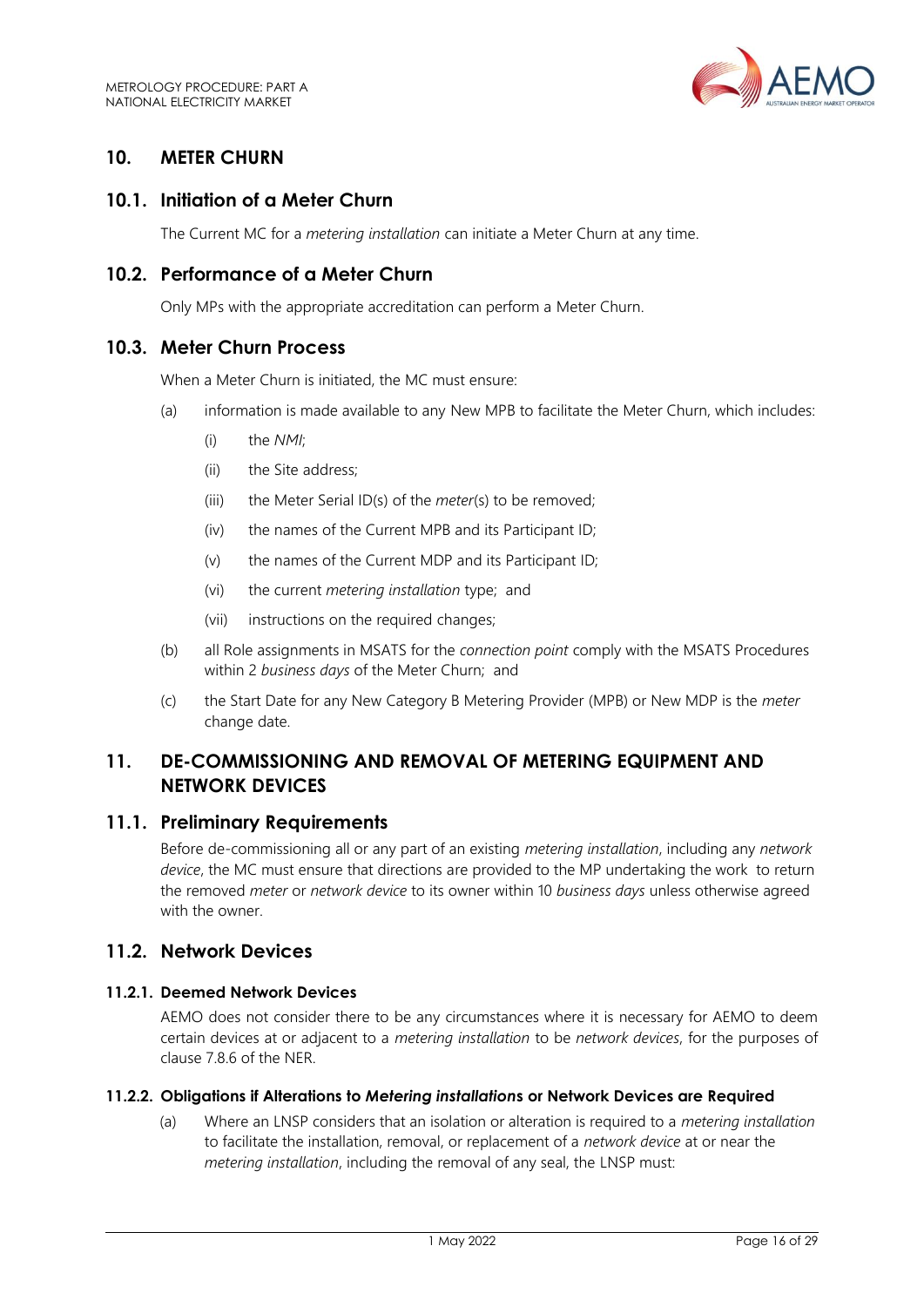## 10. METER CHURN

### 10.1. Initiation of a Meter Churn

The Current MC for a *metering installation* can initiate a Meter Churn at any time.

### 10.2. Performance of a Meter Churn

Only MPs with the appropriate accreditation can perform a Meter Churn.

### 10.3. Meter Churn Process

When a Meter Churn is initiated, the MC must ensure:

(a) information is made available to any New MPB to facilitate the Meter Churn, which includes:

   (i) the *NMI*;

   (ii) the Site address;

   (iii) the Meter Serial ID(s) of the *meter*(s) to be removed;

   (iv) the names of the Current MPB and its Participant ID;

   (v) the names of the Current MDP and its Participant ID;

   (vi) the current *metering installation* type; and

   (vii) instructions on the required changes;

(b) all Role assignments in MSATS for the *connection point* comply with the MSATS Procedures within 2 *business days* of the Meter Churn; and

(c) the Start Date for any New Category B Metering Provider (MPB) or New MDP is the *meter* change date.

## 11. DE-COMMISSIONING AND REMOVAL OF METERING EQUIPMENT AND NETWORK DEVICES

### 11.1. Preliminary Requirements

Before de-commissioning all or any part of an existing *metering installation*, including any *network device*, the MC must ensure that directions are provided to the MP undertaking the work to return the removed *meter* or *network device* to its owner within 10 *business days* unless otherwise agreed with the owner.

### 11.2. Network Devices

#### 11.2.1. Deemed Network Devices

AEMO does not consider there to be any circumstances where it is necessary for AEMO to deem certain devices at or adjacent to a *metering installation* to be *network devices*, for the purposes of clause 7.8.6 of the NER.

#### 11.2.2. Obligations if Alterations to *Metering installations* or Network Devices are Required

(a) Where an LNSP considers that an isolation or alteration is required to a *metering installation* to facilitate the installation, removal, or replacement of a *network device* at or near the *metering installation*, including the removal of any seal, the LNSP must: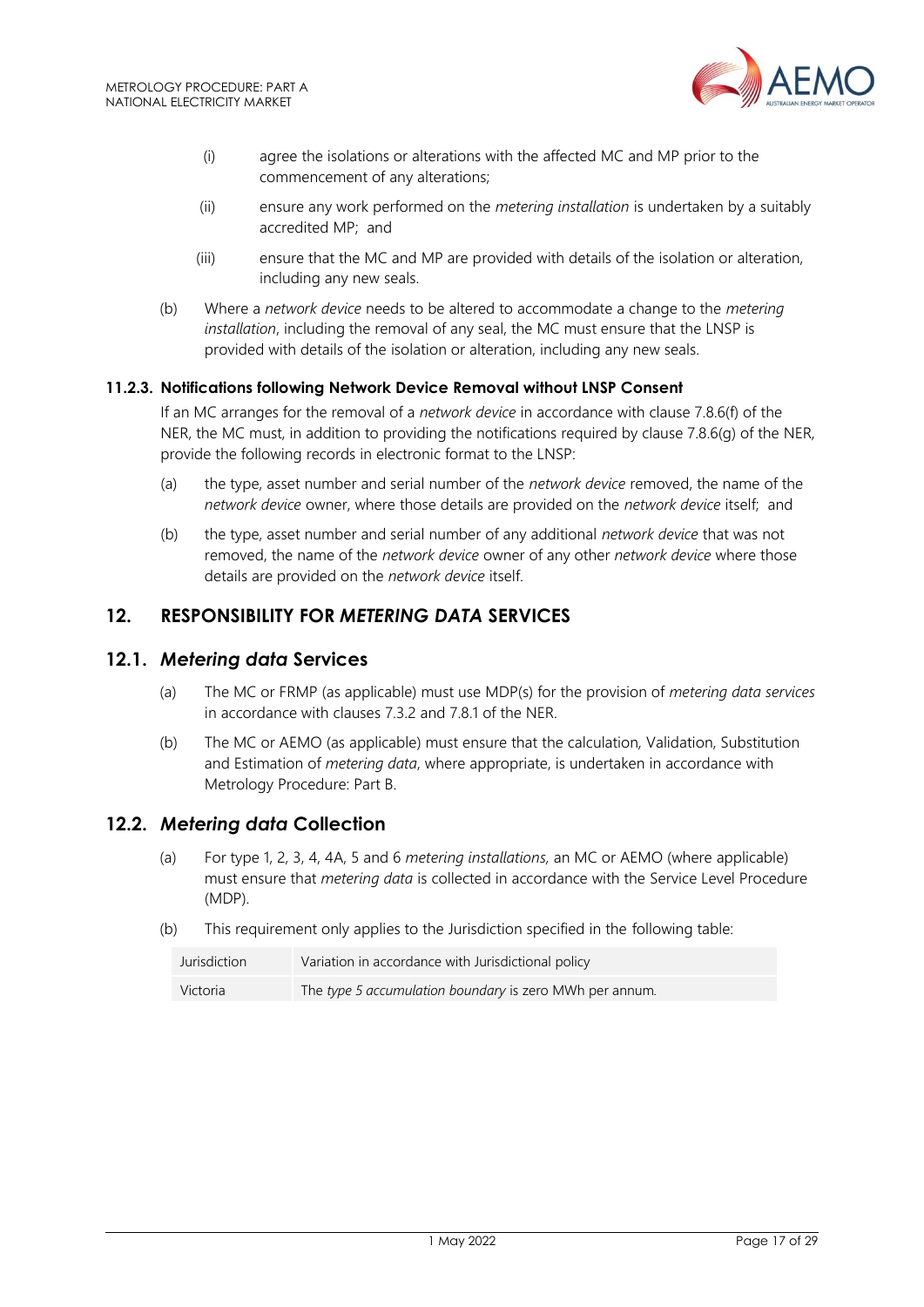(i) agree the isolations or alterations with the affected MC and MP prior to the commencement of any alterations;

(ii) ensure any work performed on the *metering installation* is undertaken by a suitably accredited MP; and

(iii) ensure that the MC and MP are provided with details of the isolation or alteration, including any new seals.

(b) Where a *network device* needs to be altered to accommodate a change to the *metering installation*, including the removal of any seal, the MC must ensure that the LNSP is provided with details of the isolation or alteration, including any new seals.

#### 11.2.3. Notifications following Network Device Removal without LNSP Consent

If an MC arranges for the removal of a *network device* in accordance with clause 7.8.6(f) of the NER, the MC must, in addition to providing the notifications required by clause 7.8.6(g) of the NER, provide the following records in electronic format to the LNSP:

(a) the type, asset number and serial number of the *network device* removed, the name of the *network device* owner, where those details are provided on the *network device* itself; and

(b) the type, asset number and serial number of any additional *network device* that was not removed, the name of the *network device* owner of any other *network device* where those details are provided on the *network device* itself.

## 12. RESPONSIBILITY FOR *METERING DATA* SERVICES

### 12.1. *Metering data* Services

(a) The MC or FRMP (as applicable) must use MDP(s) for the provision of *metering data services* in accordance with clauses 7.3.2 and 7.8.1 of the NER.

(b) The MC or AEMO (as applicable) must ensure that the calculation, Validation, Substitution and Estimation of *metering data*, where appropriate, is undertaken in accordance with Metrology Procedure: Part B.

### 12.2. *Metering data* Collection

(a) For type 1, 2, 3, 4, 4A, 5 and 6 *metering installations*, an MC or AEMO (where applicable) must ensure that *metering data* is collected in accordance with the Service Level Procedure (MDP).

(b) This requirement only applies to the Jurisdiction specified in the following table:

| Jurisdiction | Variation in accordance with Jurisdictional policy |
|---|---|
| Victoria | The *type 5 accumulation boundary* is zero MWh per annum. |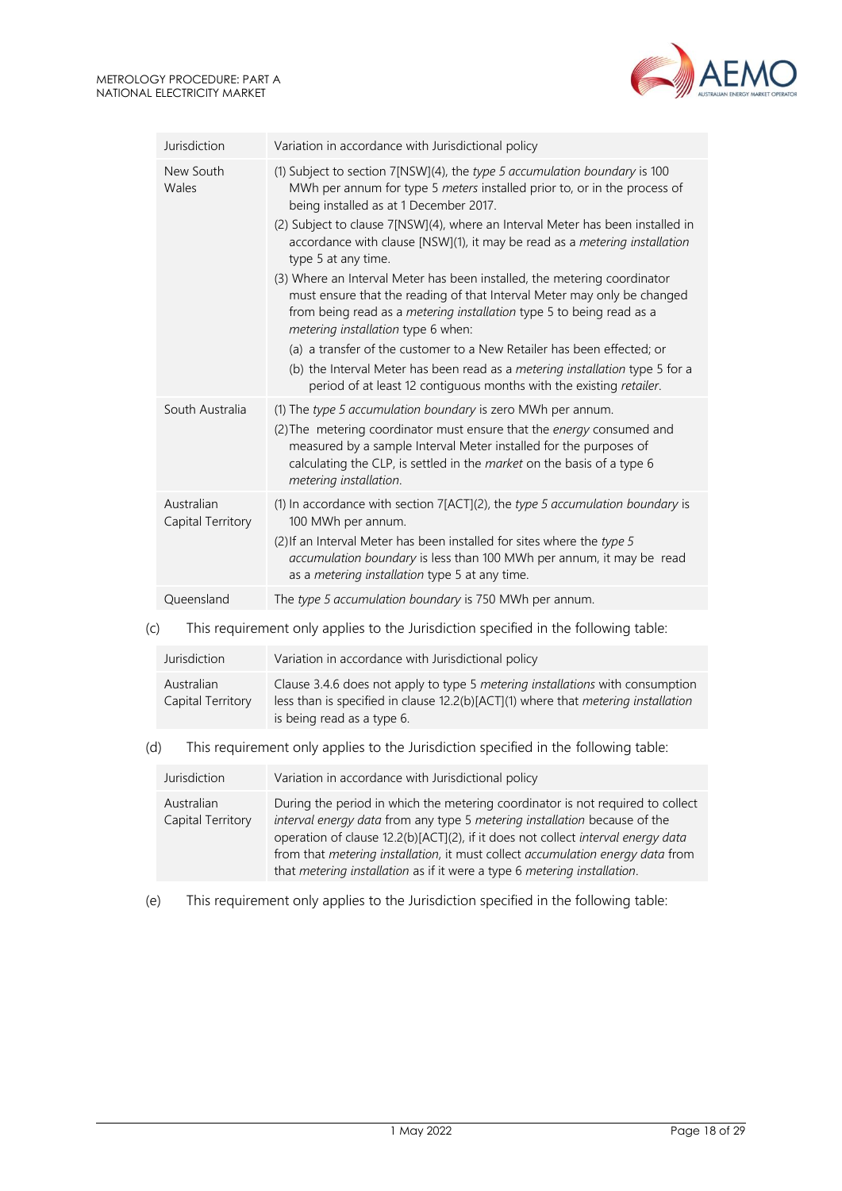| Jurisdiction | Variation in accordance with Jurisdictional policy |
|---|---|
| New South Wales | (1) Subject to section 7[NSW](4), the *type 5 accumulation boundary* is 100 MWh per annum for type 5 *meters* installed prior to, or in the process of being installed as at 1 December 2017.<br>(2) Subject to clause 7[NSW](4), where an Interval Meter has been installed in accordance with clause [NSW](1), it may be read as a *metering installation* type 5 at any time.<br>(3) Where an Interval Meter has been installed, the metering coordinator must ensure that the reading of that Interval Meter may only be changed from being read as a *metering installation* type 5 to being read as a *metering installation* type 6 when:<br>(a) a transfer of the customer to a New Retailer has been effected; or<br>(b) the Interval Meter has been read as a *metering installation* type 5 for a period of at least 12 contiguous months with the existing *retailer*. |
| South Australia | (1) The *type 5 accumulation boundary* is zero MWh per annum.<br>(2) The metering coordinator must ensure that the *energy* consumed and measured by a sample Interval Meter installed for the purposes of calculating the CLP, is settled in the *market* on the basis of a type 6 *metering installation*. |
| Australian Capital Territory | (1) In accordance with section 7[ACT](2), the *type 5 accumulation boundary* is 100 MWh per annum.<br>(2) If an Interval Meter has been installed for sites where the *type 5 accumulation boundary* is less than 100 MWh per annum, it may be read as a *metering installation* type 5 at any time. |
| Queensland | The *type 5 accumulation boundary* is 750 MWh per annum. |

(c) This requirement only applies to the Jurisdiction specified in the following table:

| Jurisdiction | Variation in accordance with Jurisdictional policy |
|---|---|
| Australian Capital Territory | Clause 3.4.6 does not apply to type 5 *metering installations* with consumption less than is specified in clause 12.2(b)[ACT](1) where that *metering installation* is being read as a type 6. |

(d) This requirement only applies to the Jurisdiction specified in the following table:

| Jurisdiction | Variation in accordance with Jurisdictional policy |
|---|---|
| Australian Capital Territory | During the period in which the metering coordinator is not required to collect *interval energy data* from any type 5 *metering installation* because of the operation of clause 12.2(b)[ACT](2), if it does not collect *interval energy data* from that *metering installation*, it must collect *accumulation energy data* from that *metering installation* as if it were a type 6 *metering installation*. |

(e) This requirement only applies to the Jurisdiction specified in the following table: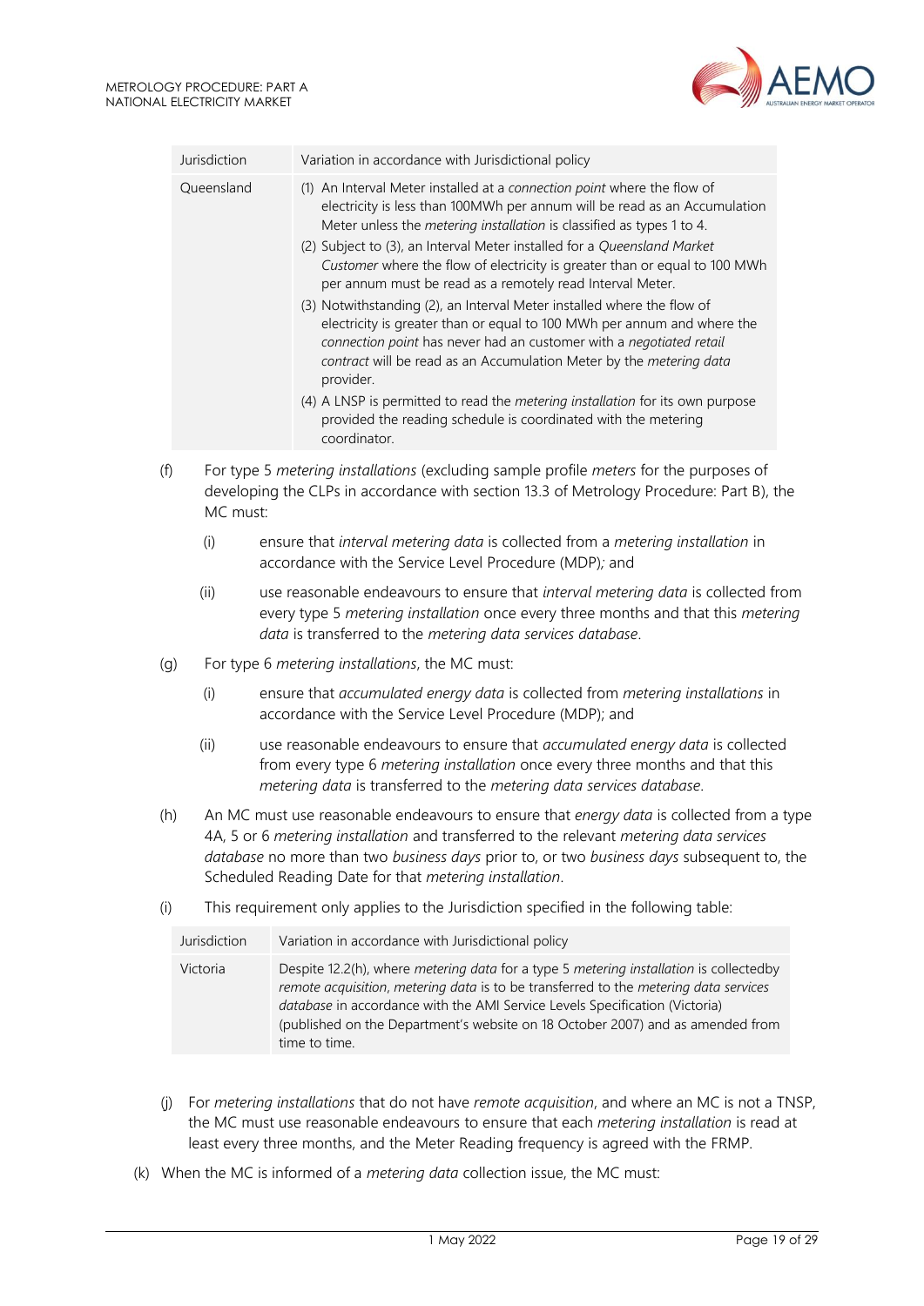| Jurisdiction | Variation in accordance with Jurisdictional policy |
|---|---|
| Queensland | (1) An Interval Meter installed at a *connection point* where the flow of electricity is less than 100MWh per annum will be read as an Accumulation Meter unless the *metering installation* is classified as types 1 to 4. (2) Subject to (3), an Interval Meter installed for a *Queensland Market Customer* where the flow of electricity is greater than or equal to 100 MWh per annum must be read as a remotely read Interval Meter. (3) Notwithstanding (2), an Interval Meter installed where the flow of electricity is greater than or equal to 100 MWh per annum and where the *connection point* has never had an customer with a *negotiated retail contract* will be read as an Accumulation Meter by the *metering data* provider. (4) A LNSP is permitted to read the *metering installation* for its own purpose provided the reading schedule is coordinated with the metering coordinator. |

(f) For type 5 *metering installations* (excluding sample profile *meters* for the purposes of developing the CLPs in accordance with section 13.3 of Metrology Procedure: Part B), the MC must:

(i) ensure that *interval metering data* is collected from a *metering installation* in accordance with the Service Level Procedure (MDP)*;* and

(ii) use reasonable endeavours to ensure that *interval metering data* is collected from every type 5 *metering installation* once every three months and that this *metering data* is transferred to the *metering data services database*.

(g) For type 6 *metering installations*, the MC must:

(i) ensure that *accumulated energy data* is collected from *metering installations* in accordance with the Service Level Procedure (MDP); and

(ii) use reasonable endeavours to ensure that *accumulated energy data* is collected from every type 6 *metering installation* once every three months and that this *metering data* is transferred to the *metering data services database*.

(h) An MC must use reasonable endeavours to ensure that *energy data* is collected from a type 4A, 5 or 6 *metering installation* and transferred to the relevant *metering data services database* no more than two *business days* prior to, or two *business days* subsequent to, the Scheduled Reading Date for that *metering installation*.

(i) This requirement only applies to the Jurisdiction specified in the following table:

| Jurisdiction | Variation in accordance with Jurisdictional policy |
|---|---|
| Victoria | Despite 12.2(h), where *metering data* for a type 5 *metering installation* is collectedby *remote acquisition*, *metering data* is to be transferred to the *metering data services database* in accordance with the AMI Service Levels Specification (Victoria) (published on the Department's website on 18 October 2007) and as amended from time to time. |

(j) For *metering installations* that do not have *remote acquisition*, and where an MC is not a TNSP, the MC must use reasonable endeavours to ensure that each *metering installation* is read at least every three months, and the Meter Reading frequency is agreed with the FRMP.

(k) When the MC is informed of a *metering data* collection issue, the MC must: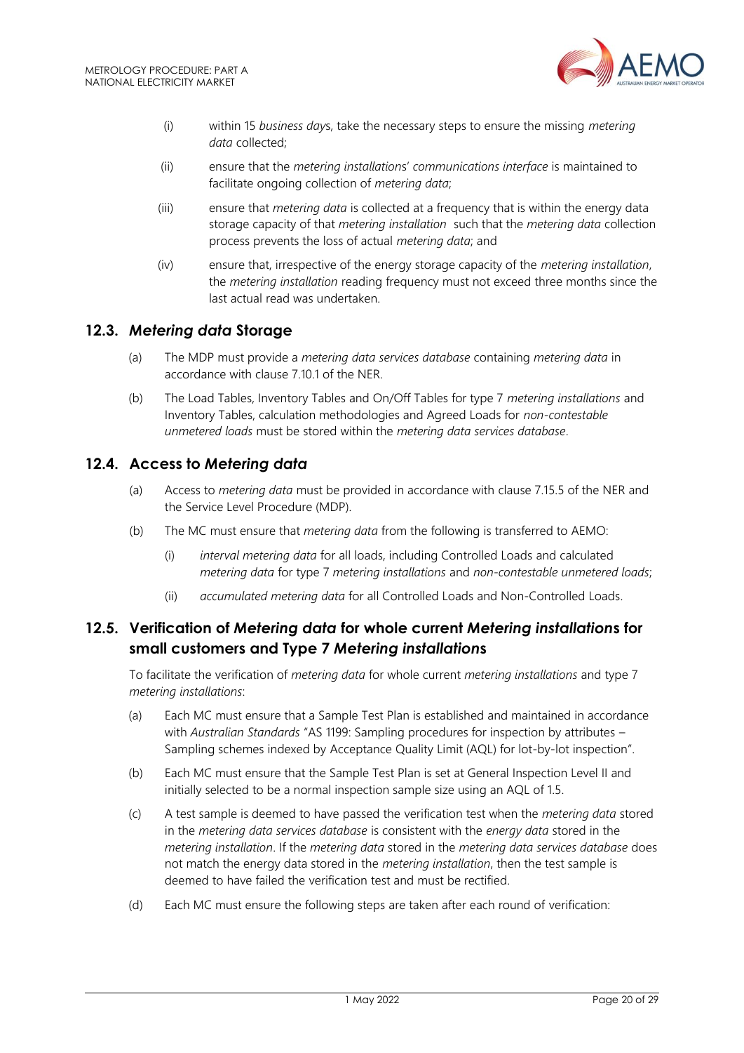(i) within 15 *business days*, take the necessary steps to ensure the missing *metering data* collected;

(ii) ensure that the *metering installations' communications interface* is maintained to facilitate ongoing collection of *metering data*;

(iii) ensure that *metering data* is collected at a frequency that is within the energy data storage capacity of that *metering installation* such that the *metering data* collection process prevents the loss of actual *metering data*; and

(iv) ensure that, irrespective of the energy storage capacity of the *metering installation*, the *metering installation* reading frequency must not exceed three months since the last actual read was undertaken.

## 12.3. *Metering data* Storage

(a) The MDP must provide a *metering data services database* containing *metering data* in accordance with clause 7.10.1 of the NER.

(b) The Load Tables, Inventory Tables and On/Off Tables for type 7 *metering installations* and Inventory Tables, calculation methodologies and Agreed Loads for *non-contestable unmetered loads* must be stored within the *metering data services database*.

## 12.4. Access to *Metering data*

(a) Access to *metering data* must be provided in accordance with clause 7.15.5 of the NER and the Service Level Procedure (MDP).

(b) The MC must ensure that *metering data* from the following is transferred to AEMO:

  (i) *interval metering data* for all loads, including Controlled Loads and calculated *metering data* for type 7 *metering installations* and *non-contestable unmetered loads*;

  (ii) *accumulated metering data* for all Controlled Loads and Non-Controlled Loads.

## 12.5. Verification of *Metering data* for whole current *Metering installations* for small customers and Type 7 *Metering installations*

To facilitate the verification of *metering data* for whole current *metering installations* and type 7 *metering installations*:

(a) Each MC must ensure that a Sample Test Plan is established and maintained in accordance with *Australian Standards* "AS 1199: Sampling procedures for inspection by attributes – Sampling schemes indexed by Acceptance Quality Limit (AQL) for lot-by-lot inspection".

(b) Each MC must ensure that the Sample Test Plan is set at General Inspection Level II and initially selected to be a normal inspection sample size using an AQL of 1.5.

(c) A test sample is deemed to have passed the verification test when the *metering data* stored in the *metering data services database* is consistent with the *energy data* stored in the *metering installation*. If the *metering data* stored in the *metering data services database* does not match the energy data stored in the *metering installation*, then the test sample is deemed to have failed the verification test and must be rectified.

(d) Each MC must ensure the following steps are taken after each round of verification: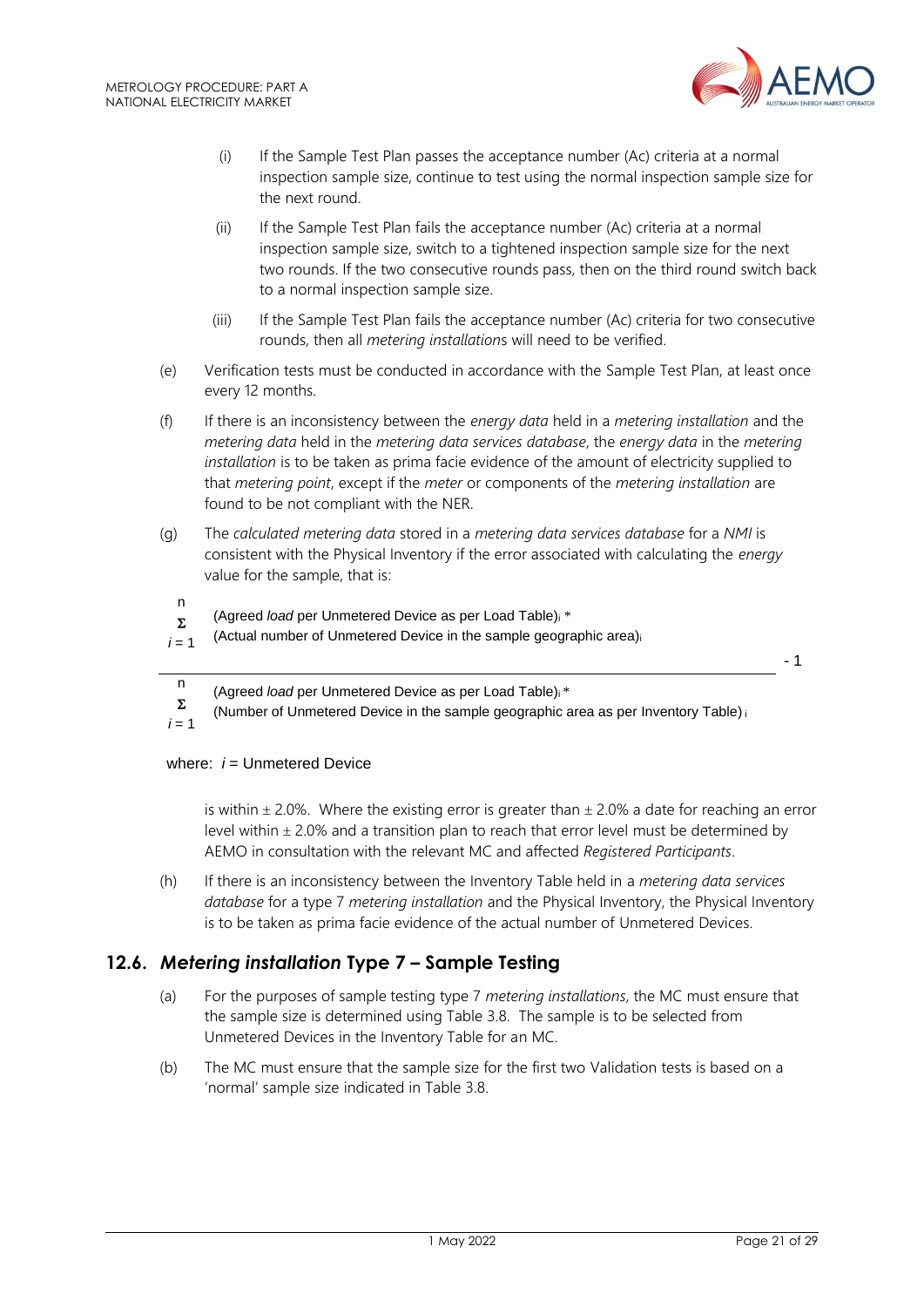(i) If the Sample Test Plan passes the acceptance number (Ac) criteria at a normal inspection sample size, continue to test using the normal inspection sample size for the next round.

(ii) If the Sample Test Plan fails the acceptance number (Ac) criteria at a normal inspection sample size, switch to a tightened inspection sample size for the next two rounds. If the two consecutive rounds pass, then on the third round switch back to a normal inspection sample size.

(iii) If the Sample Test Plan fails the acceptance number (Ac) criteria for two consecutive rounds, then all *metering installation*s will need to be verified.

(e) Verification tests must be conducted in accordance with the Sample Test Plan, at least once every 12 months.

(f) If there is an inconsistency between the *energy data* held in a *metering installation* and the *metering data* held in the *metering data services database*, the *energy data* in the *metering installation* is to be taken as prima facie evidence of the amount of electricity supplied to that *metering point*, except if the *meter* or components of the *metering installation* are found to be not compliant with the NER.

(g) The *calculated metering data* stored in a *metering data services database* for a *NMI* is consistent with the Physical Inventory if the error associated with calculating the *energy* value for the sample, that is:

$$\frac{\sum_{i=1}^{n} (\text{Agreed } \textit{load} \text{ per Unmetered Device as per Load Table})_i * (\text{Actual number of Unmetered Device in the sample geographic area})_i}{\sum_{i=1}^{n} (\text{Agreed } \textit{load} \text{ per Unmetered Device as per Load Table})_i * (\text{Number of Unmetered Device in the sample geographic area as per Inventory Table})_i} - 1$$

where: $i$ = Unmetered Device

is within ± 2.0%. Where the existing error is greater than ± 2.0% a date for reaching an error level within ± 2.0% and a transition plan to reach that error level must be determined by AEMO in consultation with the relevant MC and affected *Registered Participants*.

(h) If there is an inconsistency between the Inventory Table held in a *metering data services database* for a type 7 *metering installation* and the Physical Inventory, the Physical Inventory is to be taken as prima facie evidence of the actual number of Unmetered Devices.

## 12.6. *Metering installation* Type 7 – Sample Testing

(a) For the purposes of sample testing type 7 *metering installations*, the MC must ensure that the sample size is determined using Table 3.8. The sample is to be selected from Unmetered Devices in the Inventory Table for an MC.

(b) The MC must ensure that the sample size for the first two Validation tests is based on a 'normal' sample size indicated in Table 3.8.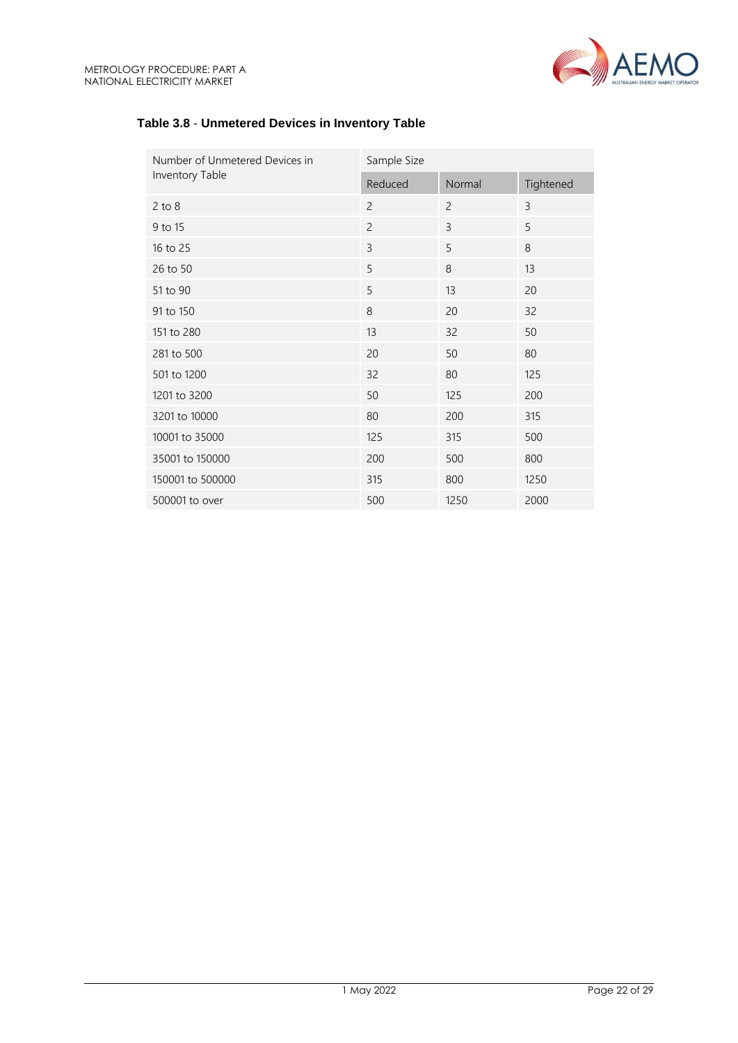**Table 3.8 - Unmetered Devices in Inventory Table**

| Number of Unmetered Devices in Inventory Table | Sample Size | | |
|---|---|---|---|
| | Reduced | Normal | Tightened |
| 2 to 8 | 2 | 2 | 3 |
| 9 to 15 | 2 | 3 | 5 |
| 16 to 25 | 3 | 5 | 8 |
| 26 to 50 | 5 | 8 | 13 |
| 51 to 90 | 5 | 13 | 20 |
| 91 to 150 | 8 | 20 | 32 |
| 151 to 280 | 13 | 32 | 50 |
| 281 to 500 | 20 | 50 | 80 |
| 501 to 1200 | 32 | 80 | 125 |
| 1201 to 3200 | 50 | 125 | 200 |
| 3201 to 10000 | 80 | 200 | 315 |
| 10001 to 35000 | 125 | 315 | 500 |
| 35001 to 150000 | 200 | 500 | 800 |
| 150001 to 500000 | 315 | 800 | 1250 |
| 500001 to over | 500 | 1250 | 2000 |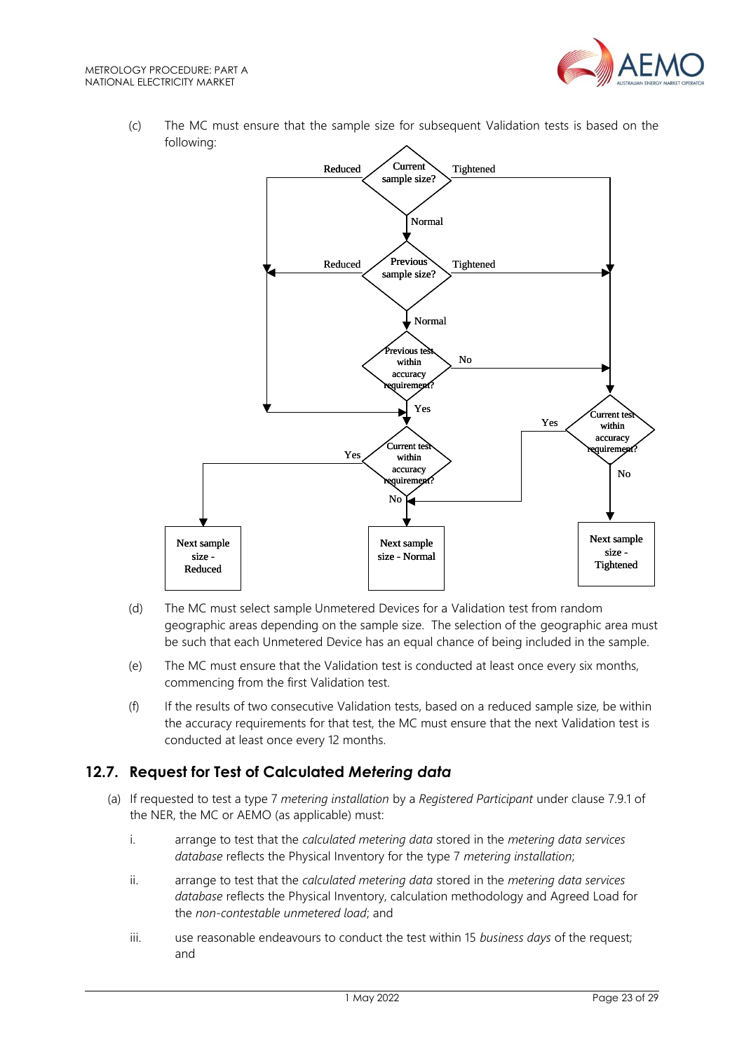(c) The MC must ensure that the sample size for subsequent Validation tests is based on the following:

(d) The MC must select sample Unmetered Devices for a Validation test from random geographic areas depending on the sample size. The selection of the geographic area must be such that each Unmetered Device has an equal chance of being included in the sample.

(e) The MC must ensure that the Validation test is conducted at least once every six months, commencing from the first Validation test.

(f) If the results of two consecutive Validation tests, based on a reduced sample size, be within the accuracy requirements for that test, the MC must ensure that the next Validation test is conducted at least once every 12 months.

## 12.7. Request for Test of Calculated *Metering data*

(a) If requested to test a type 7 *metering installation* by a *Registered Participant* under clause 7.9.1 of the NER, the MC or AEMO (as applicable) must:

i. arrange to test that the *calculated metering data* stored in the *metering data services database* reflects the Physical Inventory for the type 7 *metering installation*;

ii. arrange to test that the *calculated metering data* stored in the *metering data services database* reflects the Physical Inventory, calculation methodology and Agreed Load for the *non-contestable unmetered load*; and

iii. use reasonable endeavours to conduct the test within 15 *business days* of the request; and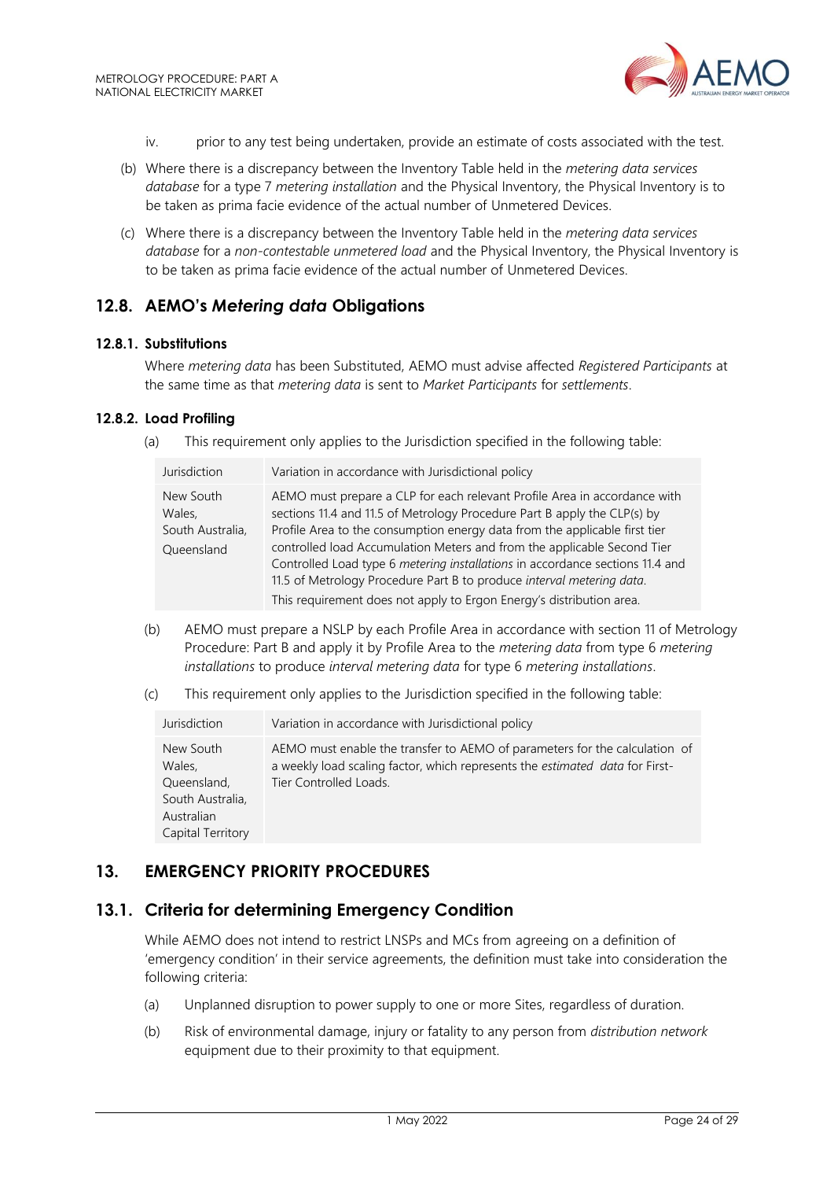iv. prior to any test being undertaken, provide an estimate of costs associated with the test.

(b) Where there is a discrepancy between the Inventory Table held in the *metering data services database* for a type 7 *metering installation* and the Physical Inventory, the Physical Inventory is to be taken as prima facie evidence of the actual number of Unmetered Devices.

(c) Where there is a discrepancy between the Inventory Table held in the *metering data services database* for a *non-contestable unmetered load* and the Physical Inventory, the Physical Inventory is to be taken as prima facie evidence of the actual number of Unmetered Devices.

## 12.8. AEMO's *Metering data* Obligations

### 12.8.1. Substitutions

Where *metering data* has been Substituted, AEMO must advise affected *Registered Participants* at the same time as that *metering data* is sent to *Market Participants* for *settlements*.

### 12.8.2. Load Profiling

(a) This requirement only applies to the Jurisdiction specified in the following table:

| Jurisdiction | Variation in accordance with Jurisdictional policy |
|---|---|
| New South Wales, South Australia, Queensland | AEMO must prepare a CLP for each relevant Profile Area in accordance with sections 11.4 and 11.5 of Metrology Procedure Part B apply the CLP(s) by Profile Area to the consumption energy data from the applicable first tier controlled load Accumulation Meters and from the applicable Second Tier Controlled Load type 6 *metering installations* in accordance sections 11.4 and 11.5 of Metrology Procedure Part B to produce *interval metering data*. This requirement does not apply to Ergon Energy's distribution area. |

(b) AEMO must prepare a NSLP by each Profile Area in accordance with section 11 of Metrology Procedure: Part B and apply it by Profile Area to the *metering data* from type 6 *metering installations* to produce *interval metering data* for type 6 *metering installations*.

(c) This requirement only applies to the Jurisdiction specified in the following table:

| Jurisdiction | Variation in accordance with Jurisdictional policy |
|---|---|
| New South Wales, Queensland, South Australia, Australian Capital Territory | AEMO must enable the transfer to AEMO of parameters for the calculation of a weekly load scaling factor, which represents the *estimated data* for First-Tier Controlled Loads. |

## 13. EMERGENCY PRIORITY PROCEDURES

## 13.1. Criteria for determining Emergency Condition

While AEMO does not intend to restrict LNSPs and MCs from agreeing on a definition of 'emergency condition' in their service agreements, the definition must take into consideration the following criteria:

(a) Unplanned disruption to power supply to one or more Sites, regardless of duration.

(b) Risk of environmental damage, injury or fatality to any person from *distribution network* equipment due to their proximity to that equipment.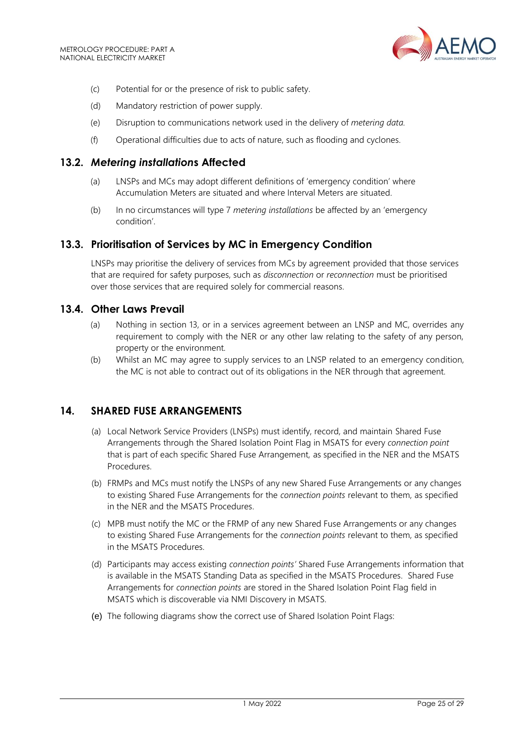(c) Potential for or the presence of risk to public safety.

(d) Mandatory restriction of power supply.

(e) Disruption to communications network used in the delivery of *metering data*.

(f) Operational difficulties due to acts of nature, such as flooding and cyclones.

## 13.2. *Metering installations* Affected

(a) LNSPs and MCs may adopt different definitions of 'emergency condition' where Accumulation Meters are situated and where Interval Meters are situated.

(b) In no circumstances will type 7 *metering installations* be affected by an 'emergency condition'.

## 13.3. Prioritisation of Services by MC in Emergency Condition

LNSPs may prioritise the delivery of services from MCs by agreement provided that those services that are required for safety purposes, such as *disconnection* or *reconnection* must be prioritised over those services that are required solely for commercial reasons.

## 13.4. Other Laws Prevail

(a) Nothing in section 13, or in a services agreement between an LNSP and MC, overrides any requirement to comply with the NER or any other law relating to the safety of any person, property or the environment.

(b) Whilst an MC may agree to supply services to an LNSP related to an emergency condition, the MC is not able to contract out of its obligations in the NER through that agreement.

# 14. SHARED FUSE ARRANGEMENTS

(a) Local Network Service Providers (LNSPs) must identify, record, and maintain Shared Fuse Arrangements through the Shared Isolation Point Flag in MSATS for every *connection point* that is part of each specific Shared Fuse Arrangement, as specified in the NER and the MSATS Procedures.

(b) FRMPs and MCs must notify the LNSPs of any new Shared Fuse Arrangements or any changes to existing Shared Fuse Arrangements for the *connection points* relevant to them, as specified in the NER and the MSATS Procedures.

(c) MPB must notify the MC or the FRMP of any new Shared Fuse Arrangements or any changes to existing Shared Fuse Arrangements for the *connection points* relevant to them, as specified in the MSATS Procedures.

(d) Participants may access existing *connection points'* Shared Fuse Arrangements information that is available in the MSATS Standing Data as specified in the MSATS Procedures. Shared Fuse Arrangements for *connection points* are stored in the Shared Isolation Point Flag field in MSATS which is discoverable via NMI Discovery in MSATS.

(e) The following diagrams show the correct use of Shared Isolation Point Flags: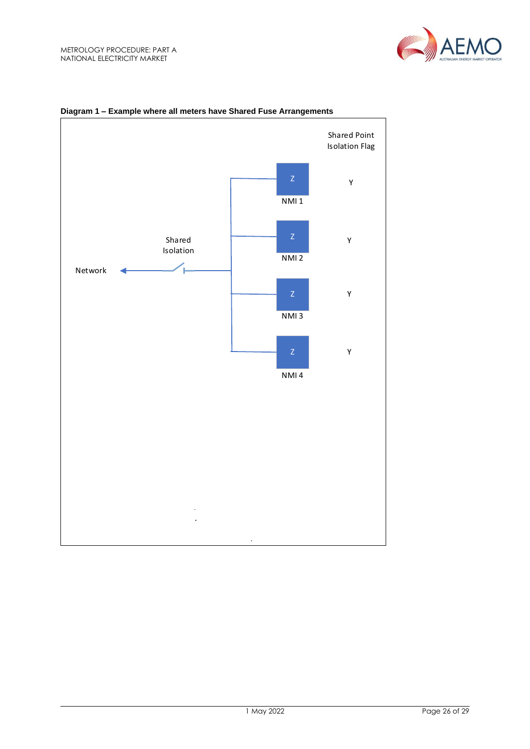**Diagram 1 – Example where all meters have Shared Fuse Arrangements**

Shared Point Isolation Flag

Network

Shared Isolation

Z NMI 1 Y

Z NMI 2 Y

Z NMI 3 Y

Z NMI 4 Y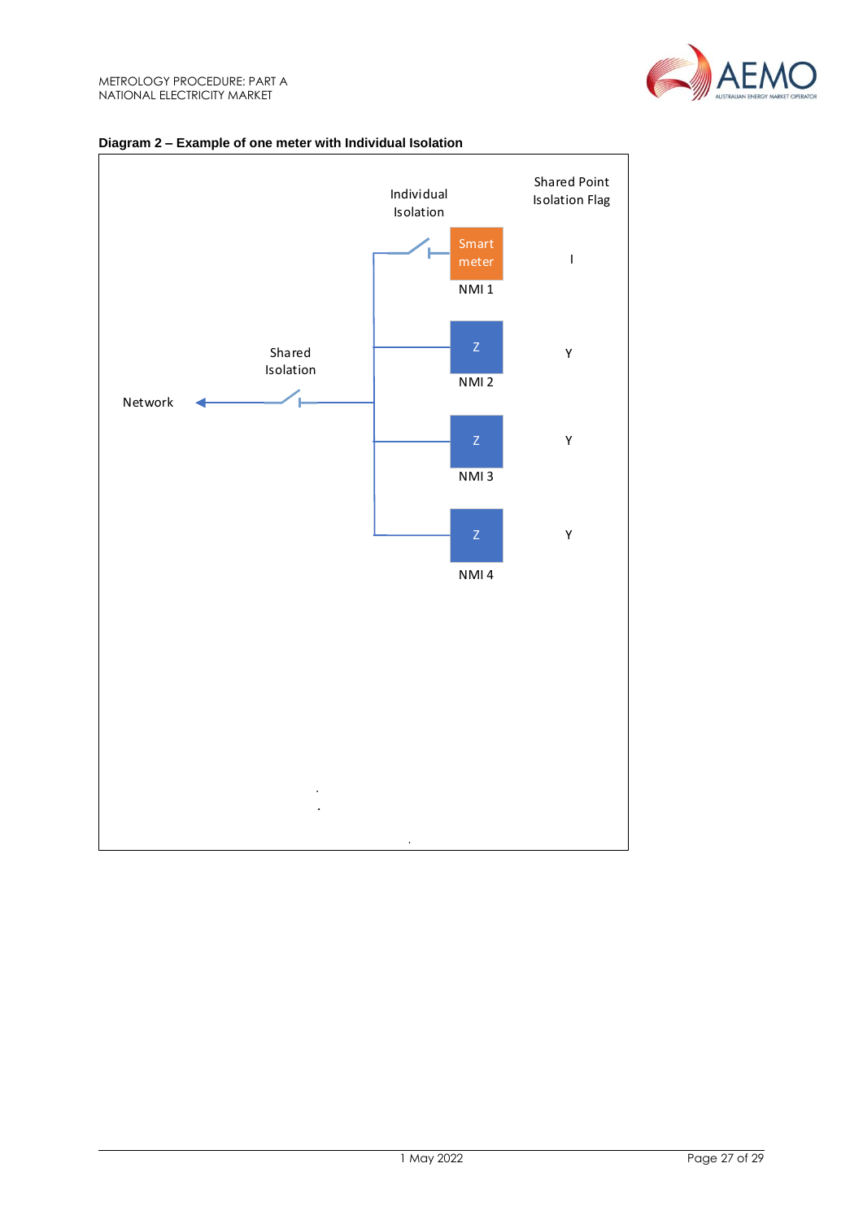**Diagram 2 – Example of one meter with Individual Isolation**

Network

Shared Isolation

Individual Isolation

Shared Point Isolation Flag

| Meter | NMI | Shared Point Isolation Flag |
|---|---|---|
| Smart meter | NMI 1 | I |
| Z | NMI 2 | Y |
| Z | NMI 3 | Y |
| Z | NMI 4 | Y |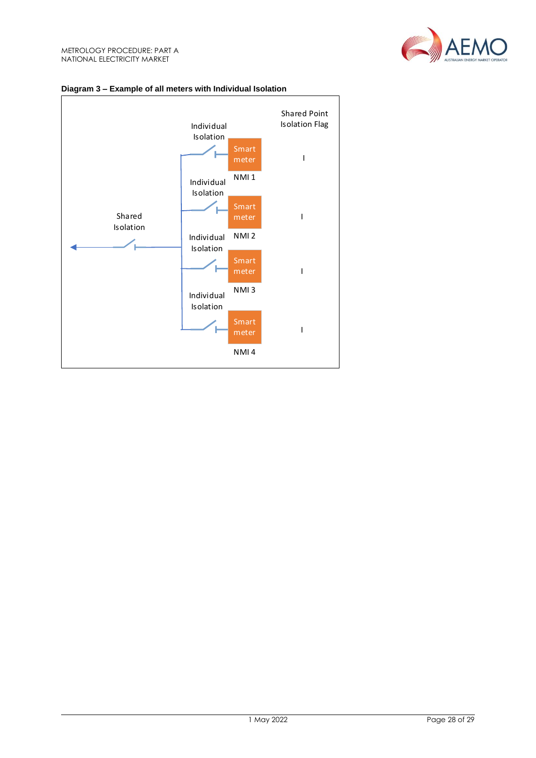**Diagram 3 – Example of all meters with Individual Isolation**

Shared Point Isolation Flag

Individual Isolation — Smart meter — NMI 1 — I

Individual Isolation — Smart meter — NMI 2 — I

Shared Isolation

Individual Isolation — Smart meter — NMI 3 — I

Individual Isolation — Smart meter — NMI 4 — I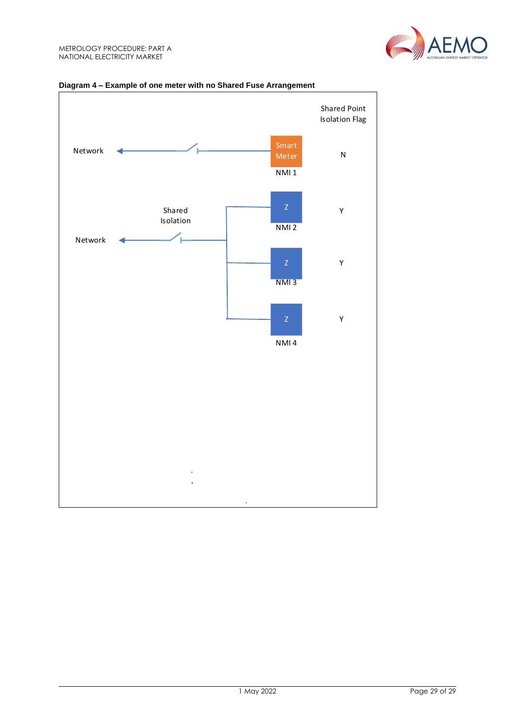**Diagram 4 – Example of one meter with no Shared Fuse Arrangement**

Shared Point Isolation Flag

Network

Smart Meter

NMI 1

N

Shared Isolation

Network

Z

NMI 2

Y

Z

NMI 3

Y

Z

NMI 4

Y